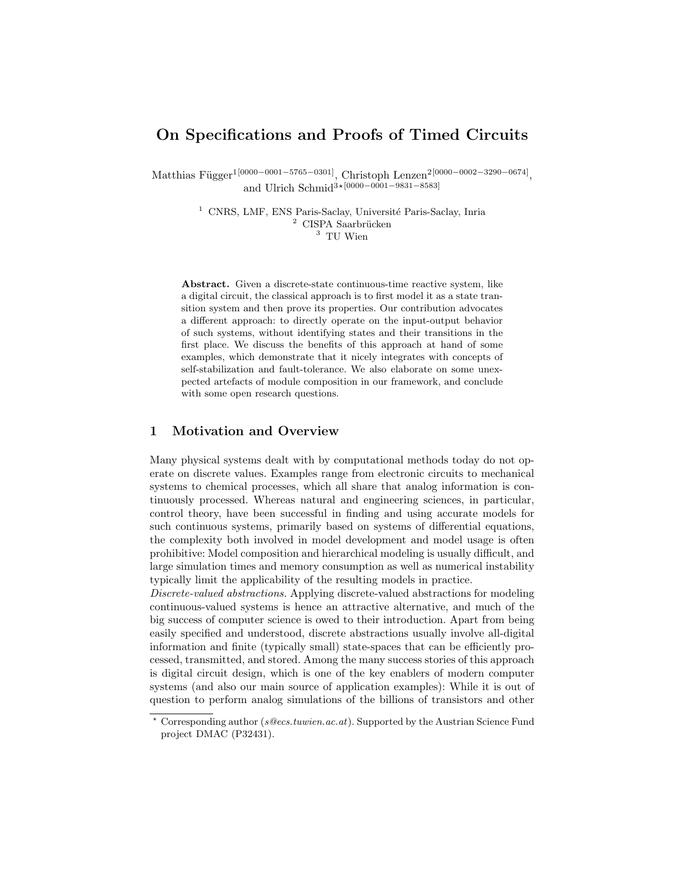# On Specifications and Proofs of Timed Circuits

Matthias Függer[1][0000−0001−5765−0301], Christoph Lenzen[2][0000−0002−3290−0674], and Ulrich Schmid[3*][0000−0001−9831−8583]

[1] CNRS, LMF, ENS Paris-Saclay, Université Paris-Saclay, Inria
[2] CISPA Saarbrücken
[3] TU Wien

**Abstract.** Given a discrete-state continuous-time reactive system, like a digital circuit, the classical approach is to first model it as a state transition system and then prove its properties. Our contribution advocates a different approach: to directly operate on the input-output behavior of such systems, without identifying states and their transitions in the first place. We discuss the benefits of this approach at hand of some examples, which demonstrate that it nicely integrates with concepts of self-stabilization and fault-tolerance. We also elaborate on some unexpected artefacts of module composition in our framework, and conclude with some open research questions.

## 1 Motivation and Overview

Many physical systems dealt with by computational methods today do not operate on discrete values. Examples range from electronic circuits to mechanical systems to chemical processes, which all share that analog information is continuously processed. Whereas natural and engineering sciences, in particular, control theory, have been successful in finding and using accurate models for such continuous systems, primarily based on systems of differential equations, the complexity both involved in model development and model usage is often prohibitive: Model composition and hierarchical modeling is usually difficult, and large simulation times and memory consumption as well as numerical instability typically limit the applicability of the resulting models in practice.

*Discrete-valued abstractions.* Applying discrete-valued abstractions for modeling continuous-valued systems is hence an attractive alternative, and much of the big success of computer science is owed to their introduction. Apart from being easily specified and understood, discrete abstractions usually involve all-digital information and finite (typically small) state-spaces that can be efficiently processed, transmitted, and stored. Among the many success stories of this approach is digital circuit design, which is one of the key enablers of modern computer systems (and also our main source of application examples): While it is out of question to perform analog simulations of the billions of transistors and other

* Corresponding author (*s@ecs.tuwien.ac.at*). Supported by the Austrian Science Fund project DMAC (P32431).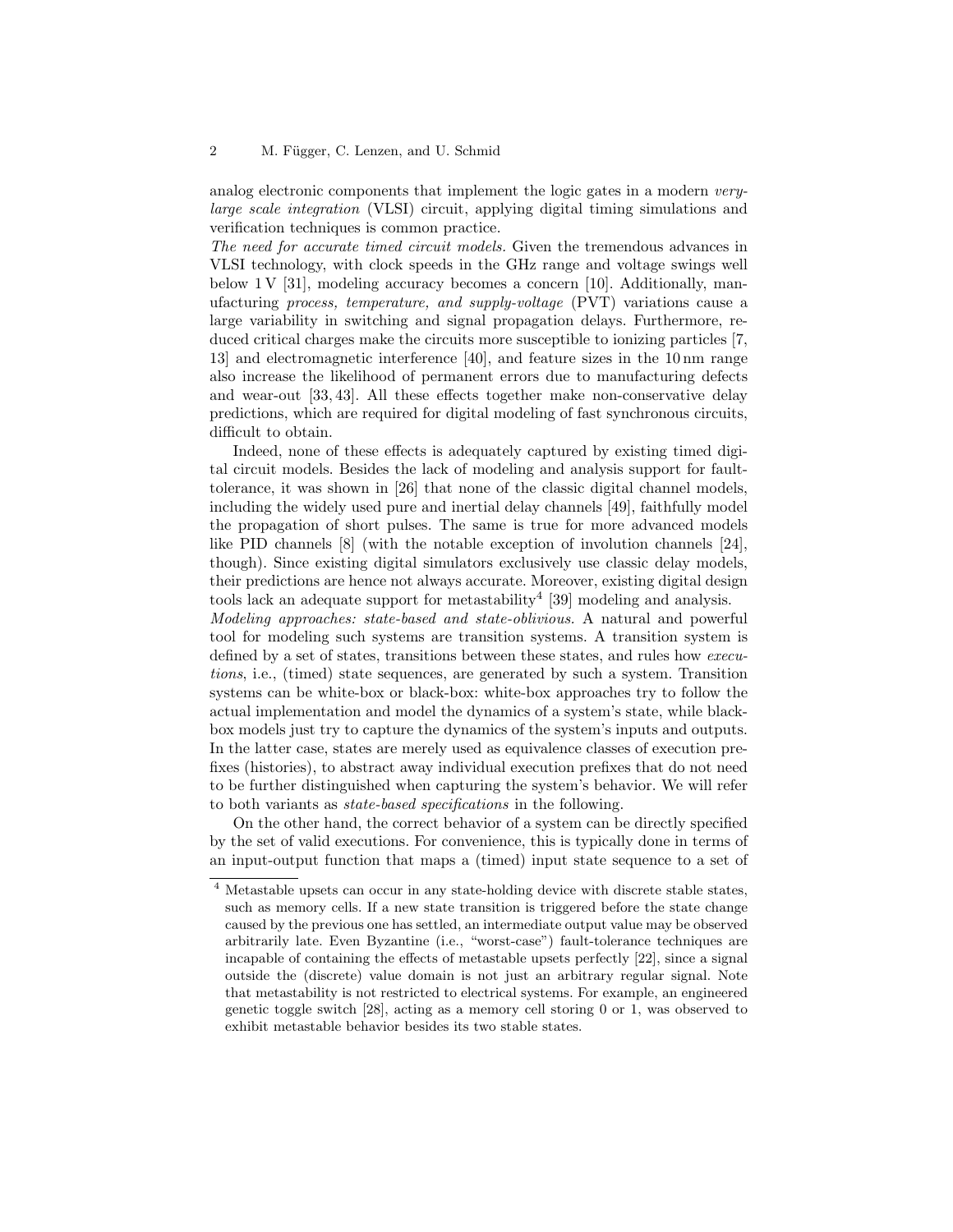analog electronic components that implement the logic gates in a modern *very-large scale integration* (VLSI) circuit, applying digital timing simulations and verification techniques is common practice.

*The need for accurate timed circuit models.* Given the tremendous advances in VLSI technology, with clock speeds in the GHz range and voltage swings well below 1 V [31], modeling accuracy becomes a concern [10]. Additionally, manufacturing *process, temperature, and supply-voltage* (PVT) variations cause a large variability in switching and signal propagation delays. Furthermore, reduced critical charges make the circuits more susceptible to ionizing particles [7, 13] and electromagnetic interference [40], and feature sizes in the 10 nm range also increase the likelihood of permanent errors due to manufacturing defects and wear-out [33, 43]. All these effects together make non-conservative delay predictions, which are required for digital modeling of fast synchronous circuits, difficult to obtain.

Indeed, none of these effects is adequately captured by existing timed digital circuit models. Besides the lack of modeling and analysis support for fault-tolerance, it was shown in [26] that none of the classic digital channel models, including the widely used pure and inertial delay channels [49], faithfully model the propagation of short pulses. The same is true for more advanced models like PID channels [8] (with the notable exception of involution channels [24], though). Since existing digital simulators exclusively use classic delay models, their predictions are hence not always accurate. Moreover, existing digital design tools lack an adequate support for metastability[4] [39] modeling and analysis.

*Modeling approaches: state-based and state-oblivious.* A natural and powerful tool for modeling such systems are transition systems. A transition system is defined by a set of states, transitions between these states, and rules how *executions*, i.e., (timed) state sequences, are generated by such a system. Transition systems can be white-box or black-box: white-box approaches try to follow the actual implementation and model the dynamics of a system's state, while black-box models just try to capture the dynamics of the system's inputs and outputs. In the latter case, states are merely used as equivalence classes of execution prefixes (histories), to abstract away individual execution prefixes that do not need to be further distinguished when capturing the system's behavior. We will refer to both variants as *state-based specifications* in the following.

On the other hand, the correct behavior of a system can be directly specified by the set of valid executions. For convenience, this is typically done in terms of an input-output function that maps a (timed) input state sequence to a set of

---

[4] Metastable upsets can occur in any state-holding device with discrete stable states, such as memory cells. If a new state transition is triggered before the state change caused by the previous one has settled, an intermediate output value may be observed arbitrarily late. Even Byzantine (i.e., "worst-case") fault-tolerance techniques are incapable of containing the effects of metastable upsets perfectly [22], since a signal outside the (discrete) value domain is not just an arbitrary regular signal. Note that metastability is not restricted to electrical systems. For example, an engineered genetic toggle switch [28], acting as a memory cell storing 0 or 1, was observed to exhibit metastable behavior besides its two stable states.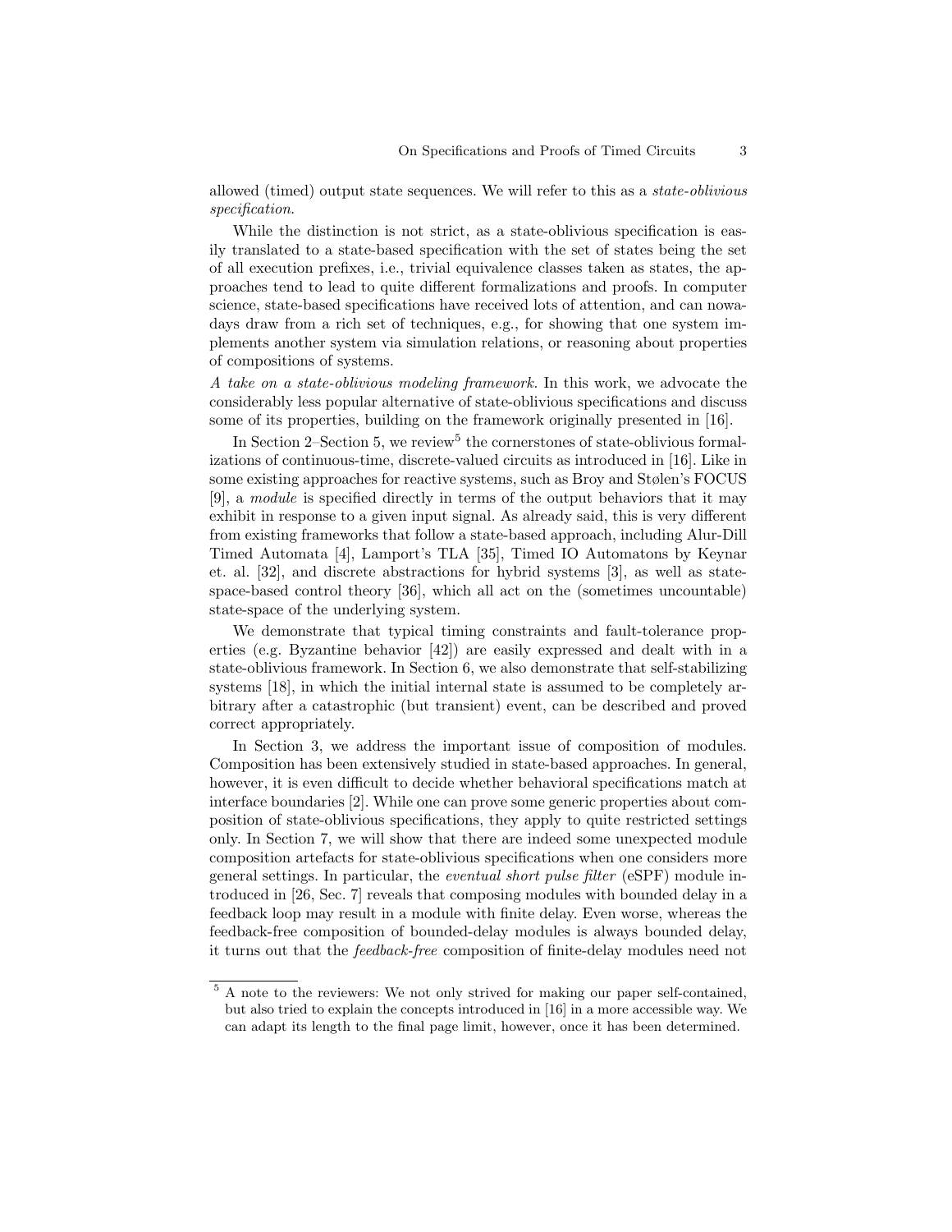allowed (timed) output state sequences. We will refer to this as a *state-oblivious specification*.

While the distinction is not strict, as a state-oblivious specification is easily translated to a state-based specification with the set of states being the set of all execution prefixes, i.e., trivial equivalence classes taken as states, the approaches tend to lead to quite different formalizations and proofs. In computer science, state-based specifications have received lots of attention, and can nowadays draw from a rich set of techniques, e.g., for showing that one system implements another system via simulation relations, or reasoning about properties of compositions of systems.

*A take on a state-oblivious modeling framework.* In this work, we advocate the considerably less popular alternative of state-oblivious specifications and discuss some of its properties, building on the framework originally presented in [16].

In Section 2–Section 5, we review[5] the cornerstones of state-oblivious formalizations of continuous-time, discrete-valued circuits as introduced in [16]. Like in some existing approaches for reactive systems, such as Broy and Stølen's FOCUS [9], a *module* is specified directly in terms of the output behaviors that it may exhibit in response to a given input signal. As already said, this is very different from existing frameworks that follow a state-based approach, including Alur-Dill Timed Automata [4], Lamport's TLA [35], Timed IO Automatons by Keynar et. al. [32], and discrete abstractions for hybrid systems [3], as well as state-space-based control theory [36], which all act on the (sometimes uncountable) state-space of the underlying system.

We demonstrate that typical timing constraints and fault-tolerance properties (e.g. Byzantine behavior [42]) are easily expressed and dealt with in a state-oblivious framework. In Section 6, we also demonstrate that self-stabilizing systems [18], in which the initial internal state is assumed to be completely arbitrary after a catastrophic (but transient) event, can be described and proved correct appropriately.

In Section 3, we address the important issue of composition of modules. Composition has been extensively studied in state-based approaches. In general, however, it is even difficult to decide whether behavioral specifications match at interface boundaries [2]. While one can prove some generic properties about composition of state-oblivious specifications, they apply to quite restricted settings only. In Section 7, we will show that there are indeed some unexpected module composition artefacts for state-oblivious specifications when one considers more general settings. In particular, the *eventual short pulse filter* (eSPF) module introduced in [26, Sec. 7] reveals that composing modules with bounded delay in a feedback loop may result in a module with finite delay. Even worse, whereas the feedback-free composition of bounded-delay modules is always bounded delay, it turns out that the *feedback-free* composition of finite-delay modules need not

[5] A note to the reviewers: We not only strived for making our paper self-contained, but also tried to explain the concepts introduced in [16] in a more accessible way. We can adapt its length to the final page limit, however, once it has been determined.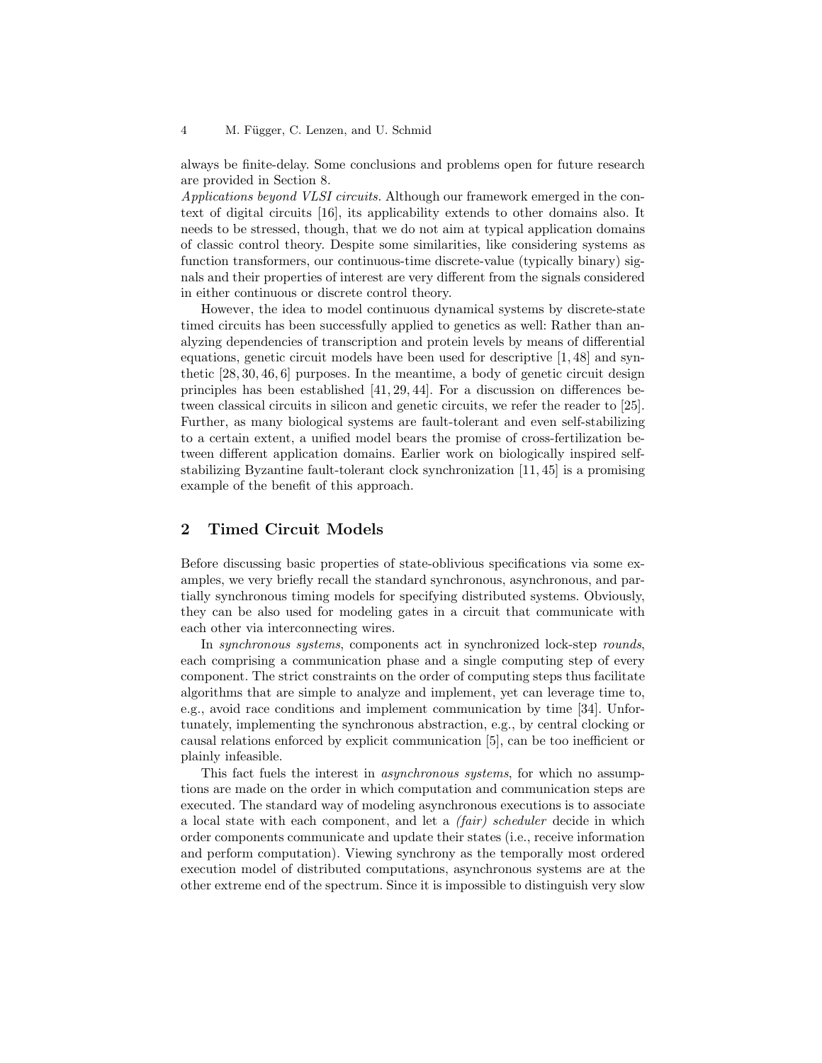always be finite-delay. Some conclusions and problems open for future research are provided in Section 8.

*Applications beyond VLSI circuits.* Although our framework emerged in the context of digital circuits [16], its applicability extends to other domains also. It needs to be stressed, though, that we do not aim at typical application domains of classic control theory. Despite some similarities, like considering systems as function transformers, our continuous-time discrete-value (typically binary) signals and their properties of interest are very different from the signals considered in either continuous or discrete control theory.

However, the idea to model continuous dynamical systems by discrete-state timed circuits has been successfully applied to genetics as well: Rather than analyzing dependencies of transcription and protein levels by means of differential equations, genetic circuit models have been used for descriptive [1, 48] and synthetic [28, 30, 46, 6] purposes. In the meantime, a body of genetic circuit design principles has been established [41, 29, 44]. For a discussion on differences between classical circuits in silicon and genetic circuits, we refer the reader to [25]. Further, as many biological systems are fault-tolerant and even self-stabilizing to a certain extent, a unified model bears the promise of cross-fertilization between different application domains. Earlier work on biologically inspired self-stabilizing Byzantine fault-tolerant clock synchronization [11, 45] is a promising example of the benefit of this approach.

## 2 Timed Circuit Models

Before discussing basic properties of state-oblivious specifications via some examples, we very briefly recall the standard synchronous, asynchronous, and partially synchronous timing models for specifying distributed systems. Obviously, they can be also used for modeling gates in a circuit that communicate with each other via interconnecting wires.

In *synchronous systems*, components act in synchronized lock-step *rounds*, each comprising a communication phase and a single computing step of every component. The strict constraints on the order of computing steps thus facilitate algorithms that are simple to analyze and implement, yet can leverage time to, e.g., avoid race conditions and implement communication by time [34]. Unfortunately, implementing the synchronous abstraction, e.g., by central clocking or causal relations enforced by explicit communication [5], can be too inefficient or plainly infeasible.

This fact fuels the interest in *asynchronous systems*, for which no assumptions are made on the order in which computation and communication steps are executed. The standard way of modeling asynchronous executions is to associate a local state with each component, and let a *(fair) scheduler* decide in which order components communicate and update their states (i.e., receive information and perform computation). Viewing synchrony as the temporally most ordered execution model of distributed computations, asynchronous systems are at the other extreme end of the spectrum. Since it is impossible to distinguish very slow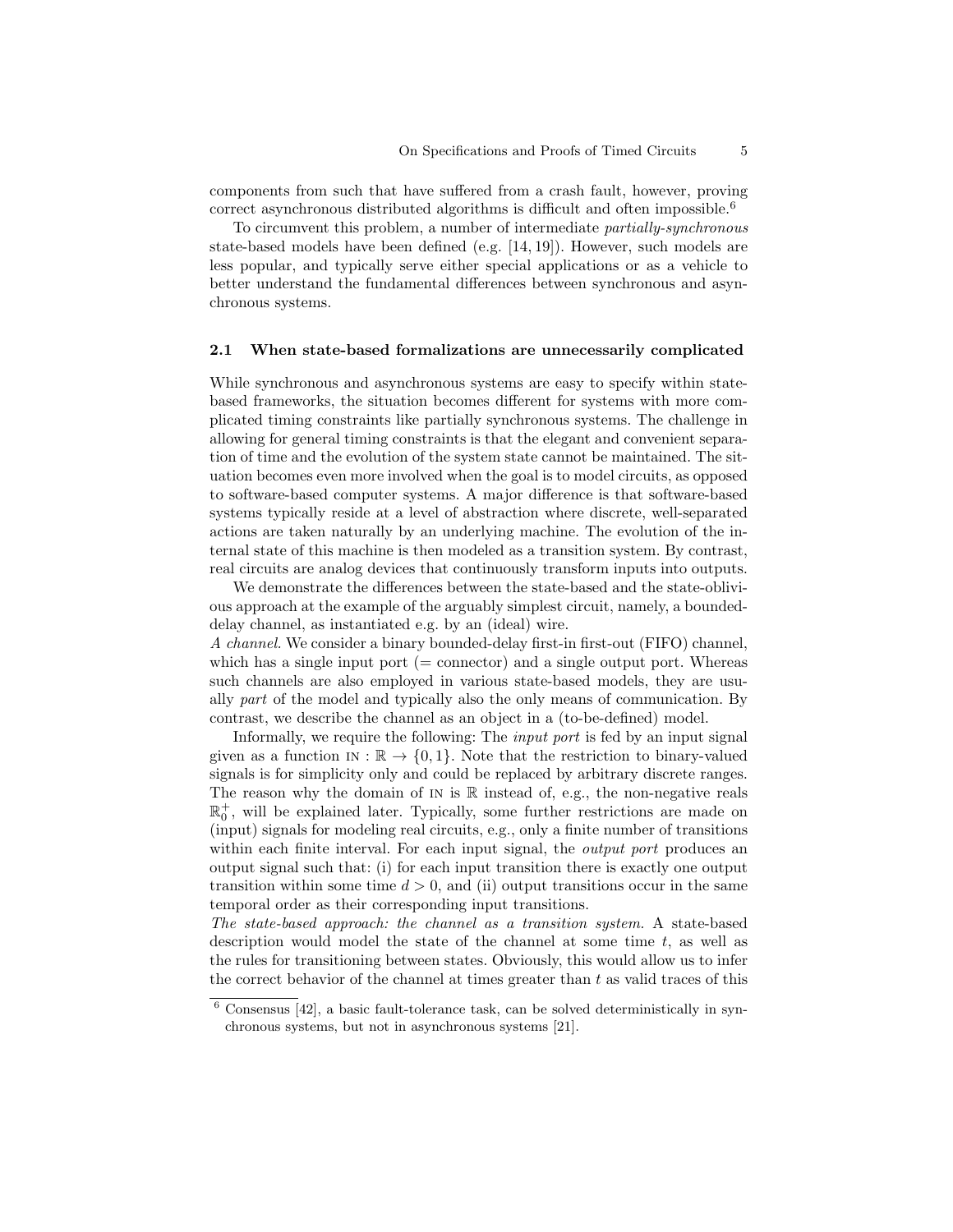components from such that have suffered from a crash fault, however, proving correct asynchronous distributed algorithms is difficult and often impossible.[6]

To circumvent this problem, a number of intermediate *partially-synchronous* state-based models have been defined (e.g. [14, 19]). However, such models are less popular, and typically serve either special applications or as a vehicle to better understand the fundamental differences between synchronous and asynchronous systems.

### 2.1 When state-based formalizations are unnecessarily complicated

While synchronous and asynchronous systems are easy to specify within state-based frameworks, the situation becomes different for systems with more complicated timing constraints like partially synchronous systems. The challenge in allowing for general timing constraints is that the elegant and convenient separation of time and the evolution of the system state cannot be maintained. The situation becomes even more involved when the goal is to model circuits, as opposed to software-based computer systems. A major difference is that software-based systems typically reside at a level of abstraction where discrete, well-separated actions are taken naturally by an underlying machine. The evolution of the internal state of this machine is then modeled as a transition system. By contrast, real circuits are analog devices that continuously transform inputs into outputs.

We demonstrate the differences between the state-based and the state-oblivious approach at the example of the arguably simplest circuit, namely, a bounded-delay channel, as instantiated e.g. by an (ideal) wire.

*A channel.* We consider a binary bounded-delay first-in first-out (FIFO) channel, which has a single input port (= connector) and a single output port. Whereas such channels are also employed in various state-based models, they are usually *part* of the model and typically also the only means of communication. By contrast, we describe the channel as an object in a (to-be-defined) model.

Informally, we require the following: The *input port* is fed by an input signal given as a function $\text{IN} : \mathbb{R} \to \{0, 1\}$. Note that the restriction to binary-valued signals is for simplicity only and could be replaced by arbitrary discrete ranges. The reason why the domain of IN is $\mathbb{R}$ instead of, e.g., the non-negative reals $\mathbb{R}_0^+$, will be explained later. Typically, some further restrictions are made on (input) signals for modeling real circuits, e.g., only a finite number of transitions within each finite interval. For each input signal, the *output port* produces an output signal such that: (i) for each input transition there is exactly one output transition within some time $d > 0$, and (ii) output transitions occur in the same temporal order as their corresponding input transitions.

*The state-based approach: the channel as a transition system.* A state-based description would model the state of the channel at some time $t$, as well as the rules for transitioning between states. Obviously, this would allow us to infer the correct behavior of the channel at times greater than $t$ as valid traces of this

[6] Consensus [42], a basic fault-tolerance task, can be solved deterministically in synchronous systems, but not in asynchronous systems [21].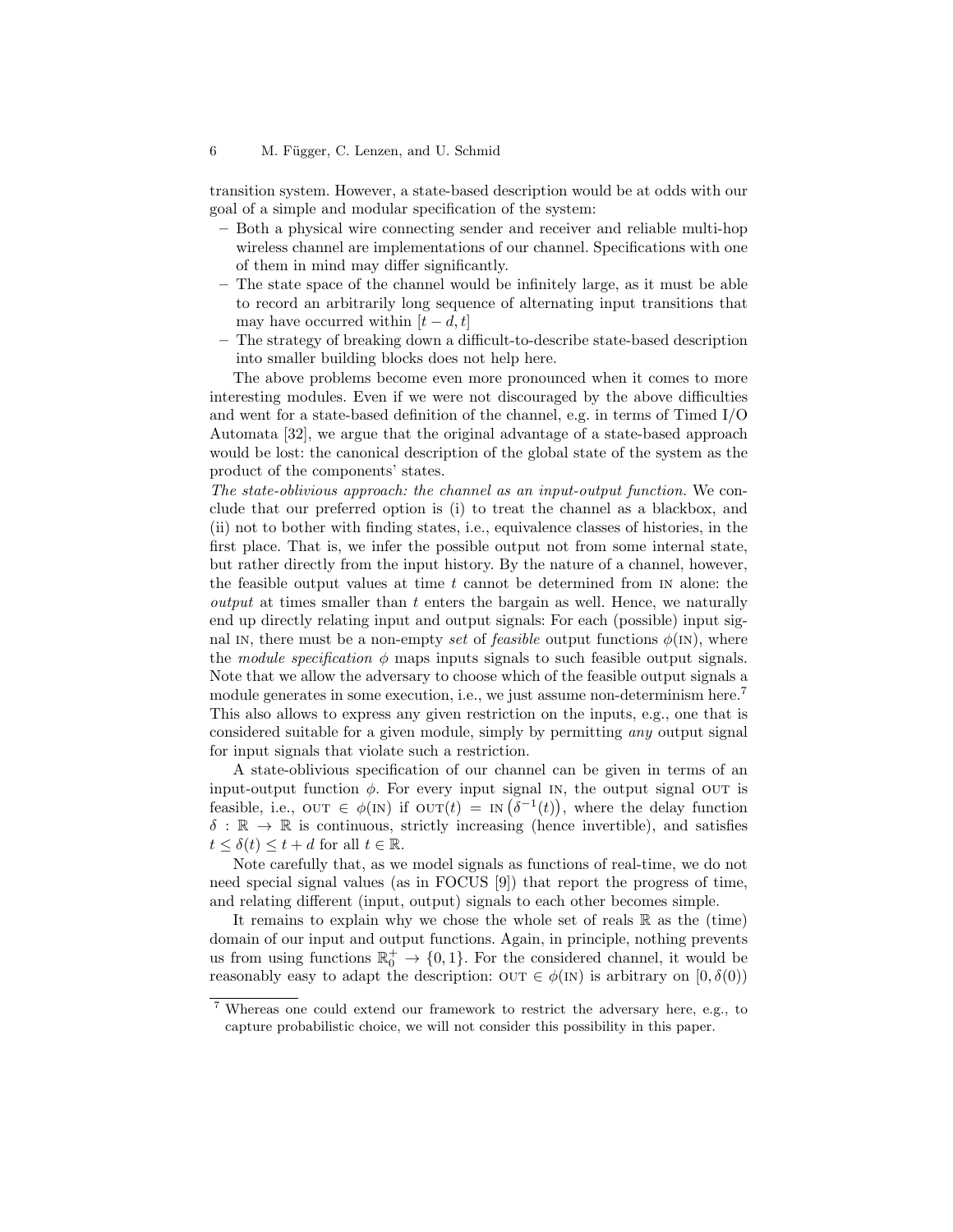transition system. However, a state-based description would be at odds with our goal of a simple and modular specification of the system:

- Both a physical wire connecting sender and receiver and reliable multi-hop wireless channel are implementations of our channel. Specifications with one of them in mind may differ significantly.
- The state space of the channel would be infinitely large, as it must be able to record an arbitrarily long sequence of alternating input transitions that may have occurred within $[t-d,t]$
- The strategy of breaking down a difficult-to-describe state-based description into smaller building blocks does not help here.

The above problems become even more pronounced when it comes to more interesting modules. Even if we were not discouraged by the above difficulties and went for a state-based definition of the channel, e.g. in terms of Timed I/O Automata [32], we argue that the original advantage of a state-based approach would be lost: the canonical description of the global state of the system as the product of the components' states.

*The state-oblivious approach: the channel as an input-output function.* We conclude that our preferred option is (i) to treat the channel as a blackbox, and (ii) not to bother with finding states, i.e., equivalence classes of histories, in the first place. That is, we infer the possible output not from some internal state, but rather directly from the input history. By the nature of a channel, however, the feasible output values at time $t$ cannot be determined from IN alone: the *output* at times smaller than $t$ enters the bargain as well. Hence, we naturally end up directly relating input and output signals: For each (possible) input signal IN, there must be a non-empty *set* of *feasible* output functions $\phi(\text{IN})$, where the *module specification* $\phi$ maps inputs signals to such feasible output signals. Note that we allow the adversary to choose which of the feasible output signals a module generates in some execution, i.e., we just assume non-determinism here.[7] This also allows to express any given restriction on the inputs, e.g., one that is considered suitable for a given module, simply by permitting *any* output signal for input signals that violate such a restriction.

A state-oblivious specification of our channel can be given in terms of an input-output function $\phi$. For every input signal IN, the output signal OUT is feasible, i.e., $\text{OUT} \in \phi(\text{IN})$ if $\text{OUT}(t) = \text{IN}\left(\delta^{-1}(t)\right)$, where the delay function $\delta : \mathbb{R} \to \mathbb{R}$ is continuous, strictly increasing (hence invertible), and satisfies $t \leq \delta(t) \leq t + d$ for all $t \in \mathbb{R}$.

Note carefully that, as we model signals as functions of real-time, we do not need special signal values (as in FOCUS [9]) that report the progress of time, and relating different (input, output) signals to each other becomes simple.

It remains to explain why we chose the whole set of reals $\mathbb{R}$ as the (time) domain of our input and output functions. Again, in principle, nothing prevents us from using functions $\mathbb{R}_0^+ \to \{0,1\}$. For the considered channel, it would be reasonably easy to adapt the description: $\text{OUT} \in \phi(\text{IN})$ is arbitrary on $[0, \delta(0))$

---

[7] Whereas one could extend our framework to restrict the adversary here, e.g., to capture probabilistic choice, we will not consider this possibility in this paper.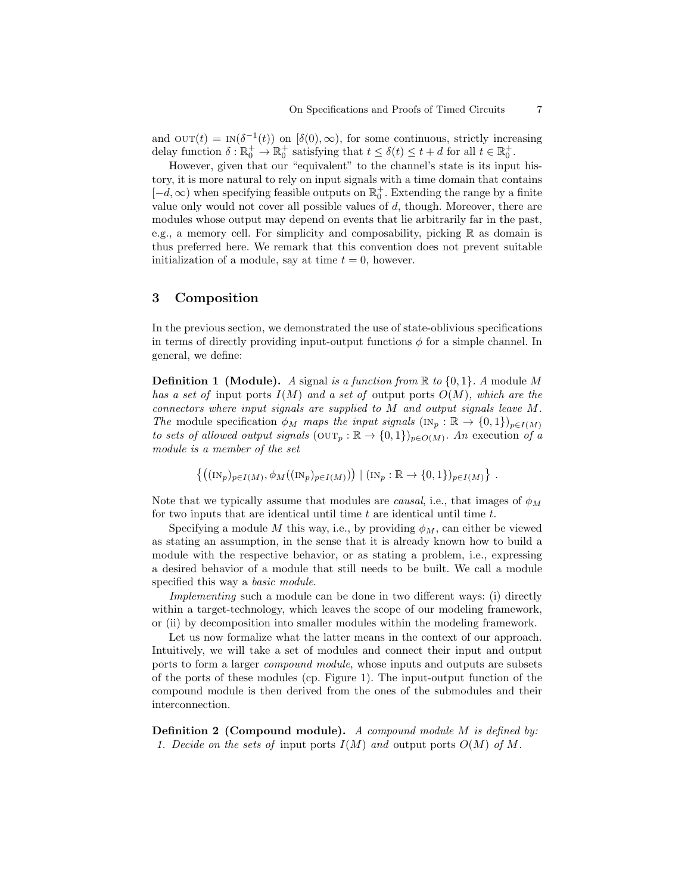and $\text{OUT}(t) = \text{IN}(\delta^{-1}(t))$ on $[\delta(0), \infty)$, for some continuous, strictly increasing delay function $\delta : \mathbb{R}_0^+ \to \mathbb{R}_0^+$ satisfying that $t \leq \delta(t) \leq t + d$ for all $t \in \mathbb{R}_0^+$.

However, given that our "equivalent" to the channel's state is its input history, it is more natural to rely on input signals with a time domain that contains $[-d, \infty)$ when specifying feasible outputs on $\mathbb{R}_0^+$. Extending the range by a finite value only would not cover all possible values of $d$, though. Moreover, there are modules whose output may depend on events that lie arbitrarily far in the past, e.g., a memory cell. For simplicity and composability, picking $\mathbb{R}$ as domain is thus preferred here. We remark that this convention does not prevent suitable initialization of a module, say at time $t = 0$, however.

## 3 Composition

In the previous section, we demonstrated the use of state-oblivious specifications in terms of directly providing input-output functions $\phi$ for a simple channel. In general, we define:

**Definition 1 (Module).** *A* signal *is a function from* $\mathbb{R}$ *to* $\{0, 1\}$*. A* module $M$ *has a set of* input ports $I(M)$ *and a set of* output ports $O(M)$*, which are the connectors where input signals are supplied to* $M$ *and output signals leave* $M$*. The* module specification $\phi_M$ *maps the input signals* $(\text{IN}_p : \mathbb{R} \to \{0, 1\})_{p \in I(M)}$ *to sets of allowed output signals* $(\text{OUT}_p : \mathbb{R} \to \{0, 1\})_{p \in O(M)}$*. An* execution *of a module is a member of the set*

$$\left\{ \left( (\text{IN}_p)_{p \in I(M)}, \phi_M((\text{IN}_p)_{p \in I(M)}) \right) \mid (\text{IN}_p : \mathbb{R} \to \{0, 1\})_{p \in I(M)} \right\} .$$

Note that we typically assume that modules are *causal*, i.e., that images of $\phi_M$ for two inputs that are identical until time $t$ are identical until time $t$.

Specifying a module $M$ this way, i.e., by providing $\phi_M$, can either be viewed as stating an assumption, in the sense that it is already known how to build a module with the respective behavior, or as stating a problem, i.e., expressing a desired behavior of a module that still needs to be built. We call a module specified this way a *basic module*.

*Implementing* such a module can be done in two different ways: (i) directly within a target-technology, which leaves the scope of our modeling framework, or (ii) by decomposition into smaller modules within the modeling framework.

Let us now formalize what the latter means in the context of our approach. Intuitively, we will take a set of modules and connect their input and output ports to form a larger *compound module*, whose inputs and outputs are subsets of the ports of these modules (cp. Figure 1). The input-output function of the compound module is then derived from the ones of the submodules and their interconnection.

**Definition 2 (Compound module).** *A compound module* $M$ *is defined by:*
1. *Decide on the sets of* input ports $I(M)$ *and* output ports $O(M)$ *of* $M$*.*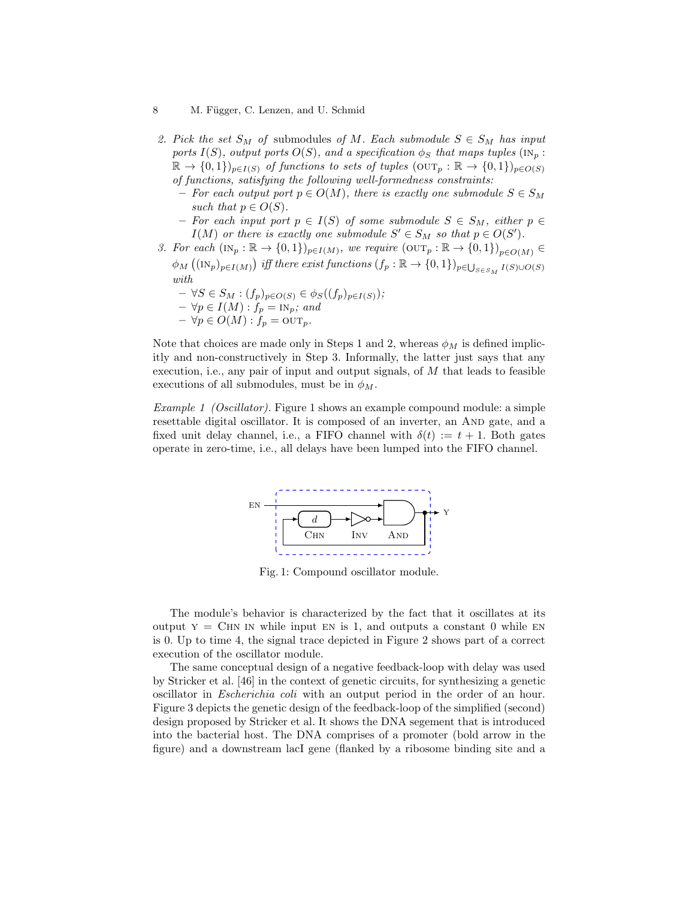2. *Pick the set $S_M$ of* submodules *of $M$. Each submodule $S \in S_M$ has input ports $I(S)$, output ports $O(S)$, and a specification $\phi_S$ that maps tuples $(\text{IN}_p : \mathbb{R} \to \{0,1\})_{p\in I(S)}$ of functions to sets of tuples $(\text{OUT}_p : \mathbb{R} \to \{0,1\})_{p\in O(S)}$ of functions, satisfying the following well-formedness constraints:*
   - *For each output port $p \in O(M)$, there is exactly one submodule $S \in S_M$ such that $p \in O(S)$.*
   - *For each input port $p \in I(S)$ of some submodule $S \in S_M$, either $p \in I(M)$ or there is exactly one submodule $S' \in S_M$ so that $p \in O(S')$.*
3. *For each $(\text{IN}_p : \mathbb{R} \to \{0,1\})_{p\in I(M)}$, we require $(\text{OUT}_p : \mathbb{R} \to \{0,1\})_{p\in O(M)} \in \phi_M\left((\text{IN}_p)_{p\in I(M)}\right)$ iff there exist functions $(f_p : \mathbb{R} \to \{0,1\})_{p\in \bigcup_{S\in S_M} I(S)\cup O(S)}$ with*
   - *$\forall S \in S_M : (f_p)_{p\in O(S)} \in \phi_S((f_p)_{p\in I(S)})$;*
   - *$\forall p \in I(M) : f_p = \text{IN}_p$; and*
   - *$\forall p \in O(M) : f_p = \text{OUT}_p$.*

Note that choices are made only in Steps 1 and 2, whereas $\phi_M$ is defined implicitly and non-constructively in Step 3. Informally, the latter just says that any execution, i.e., any pair of input and output signals, of $M$ that leads to feasible executions of all submodules, must be in $\phi_M$.

*Example 1 (Oscillator).* Figure 1 shows an example compound module: a simple resettable digital oscillator. It is composed of an inverter, an AND gate, and a fixed unit delay channel, i.e., a FIFO channel with $\delta(t) := t + 1$. Both gates operate in zero-time, i.e., all delays have been lumped into the FIFO channel.

Fig. 1: Compound oscillator module.

The module's behavior is characterized by the fact that it oscillates at its output Y = CHN IN while input EN is 1, and outputs a constant 0 while EN is 0. Up to time 4, the signal trace depicted in Figure 2 shows part of a correct execution of the oscillator module.

The same conceptual design of a negative feedback-loop with delay was used by Stricker et al. [46] in the context of genetic circuits, for synthesizing a genetic oscillator in *Escherichia coli* with an output period in the order of an hour. Figure 3 depicts the genetic design of the feedback-loop of the simplified (second) design proposed by Stricker et al. It shows the DNA segement that is introduced into the bacterial host. The DNA comprises of a promoter (bold arrow in the figure) and a downstream lacI gene (flanked by a ribosome binding site and a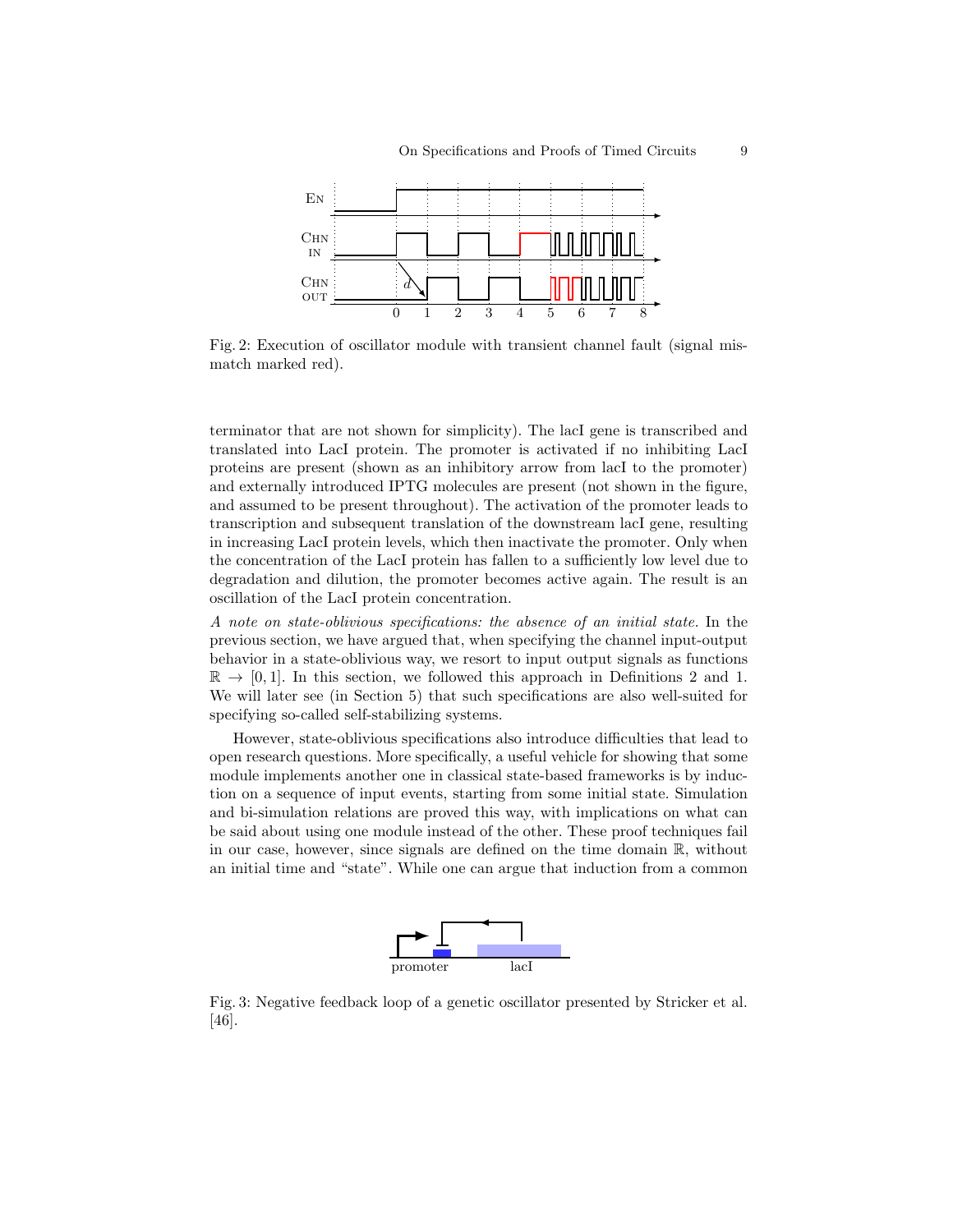Fig. 2: Execution of oscillator module with transient channel fault (signal mismatch marked red).

terminator that are not shown for simplicity). The lacI gene is transcribed and translated into LacI protein. The promoter is activated if no inhibiting LacI proteins are present (shown as an inhibitory arrow from lacI to the promoter) and externally introduced IPTG molecules are present (not shown in the figure, and assumed to be present throughout). The activation of the promoter leads to transcription and subsequent translation of the downstream lacI gene, resulting in increasing LacI protein levels, which then inactivate the promoter. Only when the concentration of the LacI protein has fallen to a sufficiently low level due to degradation and dilution, the promoter becomes active again. The result is an oscillation of the LacI protein concentration.

*A note on state-oblivious specifications: the absence of an initial state.* In the previous section, we have argued that, when specifying the channel input-output behavior in a state-oblivious way, we resort to input output signals as functions $\mathbb{R} \to [0, 1]$. In this section, we followed this approach in Definitions 2 and 1. We will later see (in Section 5) that such specifications are also well-suited for specifying so-called self-stabilizing systems.

However, state-oblivious specifications also introduce difficulties that lead to open research questions. More specifically, a useful vehicle for showing that some module implements another one in classical state-based frameworks is by induction on a sequence of input events, starting from some initial state. Simulation and bi-simulation relations are proved this way, with implications on what can be said about using one module instead of the other. These proof techniques fail in our case, however, since signals are defined on the time domain $\mathbb{R}$, without an initial time and "state". While one can argue that induction from a common

Fig. 3: Negative feedback loop of a genetic oscillator presented by Stricker et al. [46].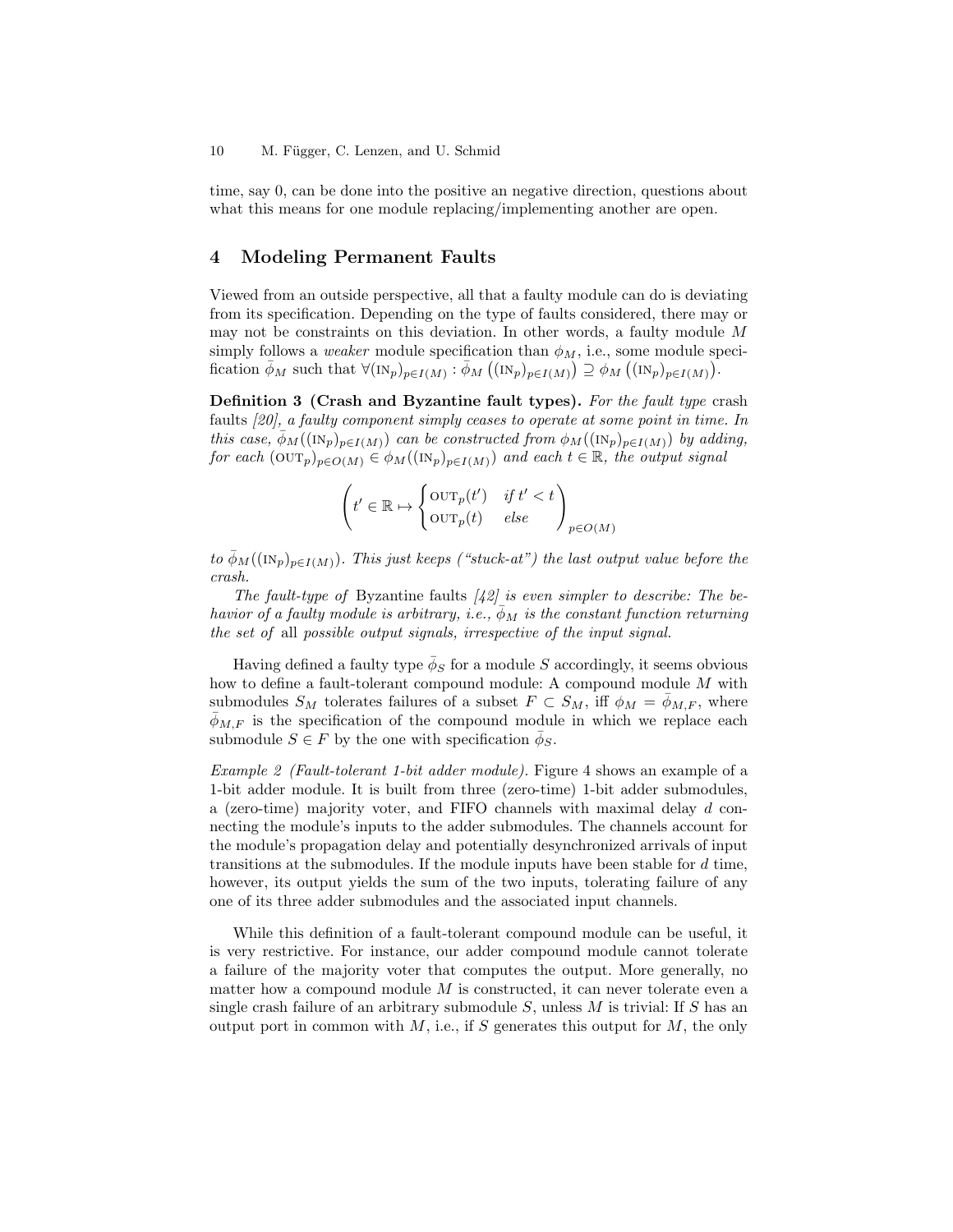time, say 0, can be done into the positive an negative direction, questions about what this means for one module replacing/implementing another are open.

## 4 Modeling Permanent Faults

Viewed from an outside perspective, all that a faulty module can do is deviating from its specification. Depending on the type of faults considered, there may or may not be constraints on this deviation. In other words, a faulty module $M$ simply follows a *weaker* module specification than $\phi_M$, i.e., some module specification $\bar{\phi}_M$ such that $\forall (\text{IN}_p)_{p\in I(M)} : \bar{\phi}_M\left((\text{IN}_p)_{p\in I(M)}\right) \supseteq \phi_M\left((\text{IN}_p)_{p\in I(M)}\right)$.

**Definition 3 (Crash and Byzantine fault types).** *For the fault type* crash *faults [20], a faulty component simply ceases to operate at some point in time. In this case, $\bar{\phi}_M((\text{IN}_p)_{p\in I(M)})$ can be constructed from $\phi_M((\text{IN}_p)_{p\in I(M)})$ by adding, for each $(\text{OUT}_p)_{p\in O(M)} \in \phi_M((\text{IN}_p)_{p\in I(M)})$ and each $t \in \mathbb{R}$, the output signal*

$$\left(t' \in \mathbb{R} \mapsto \begin{cases} \text{OUT}_p(t') & \text{if } t' < t \\ \text{OUT}_p(t) & \text{else} \end{cases}\right)_{p\in O(M)}$$

*to $\bar{\phi}_M((\text{IN}_p)_{p\in I(M)})$. This just keeps ("stuck-at") the last output value before the crash.*

*The fault-type of* Byzantine faults *[42] is even simpler to describe: The behavior of a faulty module is arbitrary, i.e., $\bar{\phi}_M$ is the constant function returning the set of* all *possible output signals, irrespective of the input signal.*

Having defined a faulty type $\bar{\phi}_S$ for a module $S$ accordingly, it seems obvious how to define a fault-tolerant compound module: A compound module $M$ with submodules $S_M$ tolerates failures of a subset $F \subset S_M$, iff $\phi_M = \bar{\phi}_{M,F}$, where $\bar{\phi}_{M,F}$ is the specification of the compound module in which we replace each submodule $S \in F$ by the one with specification $\bar{\phi}_S$.

*Example 2 (Fault-tolerant 1-bit adder module).* Figure 4 shows an example of a 1-bit adder module. It is built from three (zero-time) 1-bit adder submodules, a (zero-time) majority voter, and FIFO channels with maximal delay $d$ connecting the module's inputs to the adder submodules. The channels account for the module's propagation delay and potentially desynchronized arrivals of input transitions at the submodules. If the module inputs have been stable for $d$ time, however, its output yields the sum of the two inputs, tolerating failure of any one of its three adder submodules and the associated input channels.

While this definition of a fault-tolerant compound module can be useful, it is very restrictive. For instance, our adder compound module cannot tolerate a failure of the majority voter that computes the output. More generally, no matter how a compound module $M$ is constructed, it can never tolerate even a single crash failure of an arbitrary submodule $S$, unless $M$ is trivial: If $S$ has an output port in common with $M$, i.e., if $S$ generates this output for $M$, the only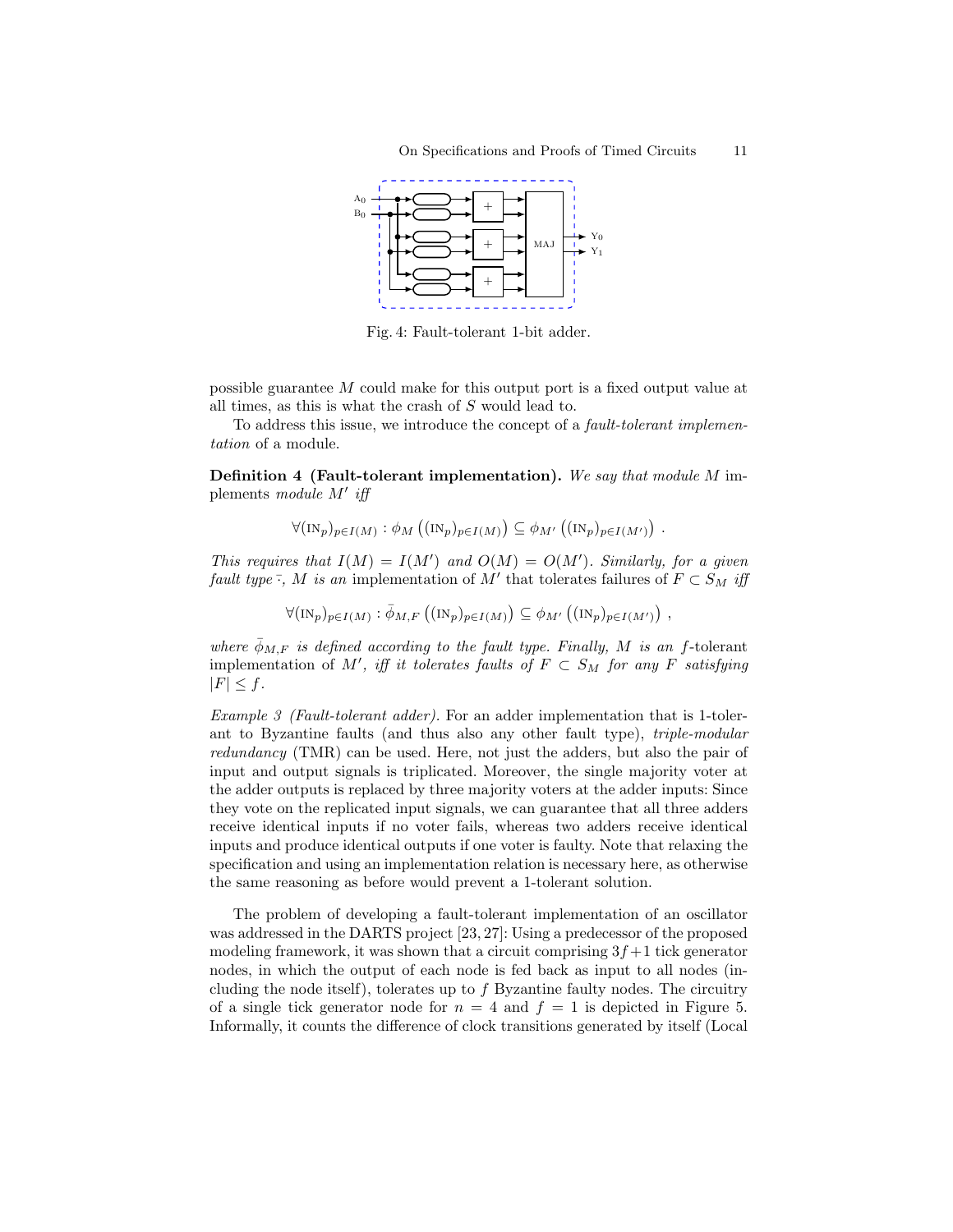Fig. 4: Fault-tolerant 1-bit adder.

possible guarantee $M$ could make for this output port is a fixed output value at all times, as this is what the crash of $S$ would lead to.

To address this issue, we introduce the concept of a *fault-tolerant implementation* of a module.

**Definition 4 (Fault-tolerant implementation).** *We say that module $M$* implements *module $M'$ iff*

$$\forall (\text{IN}_p)_{p \in I(M)} : \phi_M\left((\text{IN}_p)_{p \in I(M)}\right) \subseteq \phi_{M'}\left((\text{IN}_p)_{p \in I(M')}\right) .$$

*This requires that $I(M) = I(M')$ and $O(M) = O(M')$. Similarly, for a given fault type $\bar{\cdot}$, $M$ is an* implementation of $M'$ that tolerates failures of $F \subset S_M$ *iff*

$$\forall (\text{IN}_p)_{p \in I(M)} : \bar{\phi}_{M,F}\left((\text{IN}_p)_{p \in I(M)}\right) \subseteq \phi_{M'}\left((\text{IN}_p)_{p \in I(M')}\right) ,$$

*where $\bar{\phi}_{M,F}$ is defined according to the fault type. Finally, $M$ is an $f$*-tolerant *implementation of $M'$, iff it tolerates faults of $F \subset S_M$ for any $F$ satisfying $|F| \leq f$.*

*Example 3 (Fault-tolerant adder).* For an adder implementation that is 1-tolerant to Byzantine faults (and thus also any other fault type), *triple-modular redundancy* (TMR) can be used. Here, not just the adders, but also the pair of input and output signals is triplicated. Moreover, the single majority voter at the adder outputs is replaced by three majority voters at the adder inputs: Since they vote on the replicated input signals, we can guarantee that all three adders receive identical inputs if no voter fails, whereas two adders receive identical inputs and produce identical outputs if one voter is faulty. Note that relaxing the specification and using an implementation relation is necessary here, as otherwise the same reasoning as before would prevent a 1-tolerant solution.

The problem of developing a fault-tolerant implementation of an oscillator was addressed in the DARTS project [23, 27]: Using a predecessor of the proposed modeling framework, it was shown that a circuit comprising $3f+1$ tick generator nodes, in which the output of each node is fed back as input to all nodes (including the node itself), tolerates up to $f$ Byzantine faulty nodes. The circuitry of a single tick generator node for $n = 4$ and $f = 1$ is depicted in Figure 5. Informally, it counts the difference of clock transitions generated by itself (Local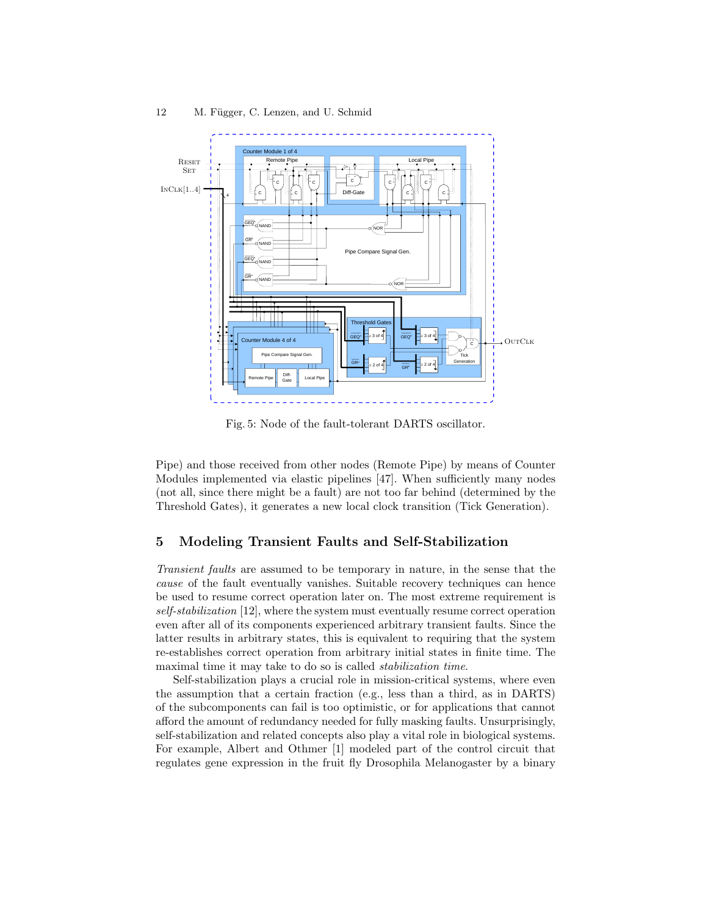Fig. 5: Node of the fault-tolerant DARTS oscillator.

Pipe) and those received from other nodes (Remote Pipe) by means of Counter Modules implemented via elastic pipelines [47]. When sufficiently many nodes (not all, since there might be a fault) are not too far behind (determined by the Threshold Gates), it generates a new local clock transition (Tick Generation).

## 5 Modeling Transient Faults and Self-Stabilization

*Transient faults* are assumed to be temporary in nature, in the sense that the *cause* of the fault eventually vanishes. Suitable recovery techniques can hence be used to resume correct operation later on. The most extreme requirement is *self-stabilization* [12], where the system must eventually resume correct operation even after all of its components experienced arbitrary transient faults. Since the latter results in arbitrary states, this is equivalent to requiring that the system re-establishes correct operation from arbitrary initial states in finite time. The maximal time it may take to do so is called *stabilization time*.

Self-stabilization plays a crucial role in mission-critical systems, where even the assumption that a certain fraction (e.g., less than a third, as in DARTS) of the subcomponents can fail is too optimistic, or for applications that cannot afford the amount of redundancy needed for fully masking faults. Unsurprisingly, self-stabilization and related concepts also play a vital role in biological systems. For example, Albert and Othmer [1] modeled part of the control circuit that regulates gene expression in the fruit fly Drosophila Melanogaster by a binary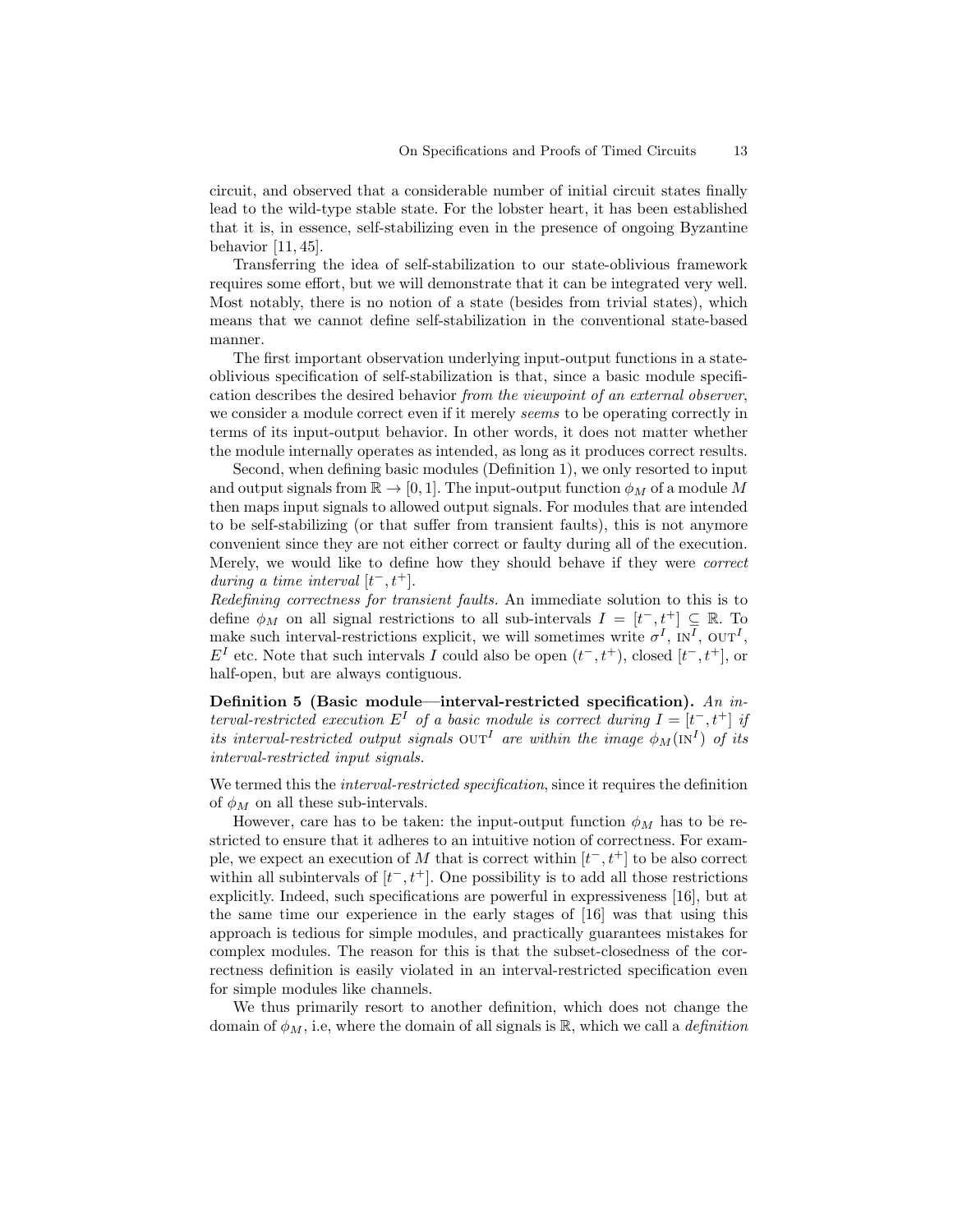circuit, and observed that a considerable number of initial circuit states finally lead to the wild-type stable state. For the lobster heart, it has been established that it is, in essence, self-stabilizing even in the presence of ongoing Byzantine behavior [11, 45].

Transferring the idea of self-stabilization to our state-oblivious framework requires some effort, but we will demonstrate that it can be integrated very well. Most notably, there is no notion of a state (besides from trivial states), which means that we cannot define self-stabilization in the conventional state-based manner.

The first important observation underlying input-output functions in a state-oblivious specification of self-stabilization is that, since a basic module specification describes the desired behavior *from the viewpoint of an external observer*, we consider a module correct even if it merely *seems* to be operating correctly in terms of its input-output behavior. In other words, it does not matter whether the module internally operates as intended, as long as it produces correct results.

Second, when defining basic modules (Definition 1), we only resorted to input and output signals from $\mathbb{R} \to [0, 1]$. The input-output function $\phi_M$ of a module $M$ then maps input signals to allowed output signals. For modules that are intended to be self-stabilizing (or that suffer from transient faults), this is not anymore convenient since they are not either correct or faulty during all of the execution. Merely, we would like to define how they should behave if they were *correct during a time interval* $[t^-, t^+]$.

*Redefining correctness for transient faults.* An immediate solution to this is to define $\phi_M$ on all signal restrictions to all sub-intervals $I = [t^-, t^+] \subseteq \mathbb{R}$. To make such interval-restrictions explicit, we will sometimes write $\sigma^I$, $\text{IN}^I$, $\text{OUT}^I$, $E^I$ etc. Note that such intervals $I$ could also be open $(t^-, t^+)$, closed $[t^-, t^+]$, or half-open, but are always contiguous.

**Definition 5 (Basic module—interval-restricted specification).** *An interval-restricted execution $E^I$ of a basic module is correct during $I = [t^-, t^+]$ if its interval-restricted output signals $\text{OUT}^I$ are within the image $\phi_M(\text{IN}^I)$ of its interval-restricted input signals.*

We termed this the *interval-restricted specification*, since it requires the definition of $\phi_M$ on all these sub-intervals.

However, care has to be taken: the input-output function $\phi_M$ has to be restricted to ensure that it adheres to an intuitive notion of correctness. For example, we expect an execution of $M$ that is correct within $[t^-, t^+]$ to be also correct within all subintervals of $[t^-, t^+]$. One possibility is to add all those restrictions explicitly. Indeed, such specifications are powerful in expressiveness [16], but at the same time our experience in the early stages of [16] was that using this approach is tedious for simple modules, and practically guarantees mistakes for complex modules. The reason for this is that the subset-closedness of the correctness definition is easily violated in an interval-restricted specification even for simple modules like channels.

We thus primarily resort to another definition, which does not change the domain of $\phi_M$, i.e, where the domain of all signals is $\mathbb{R}$, which we call a *definition*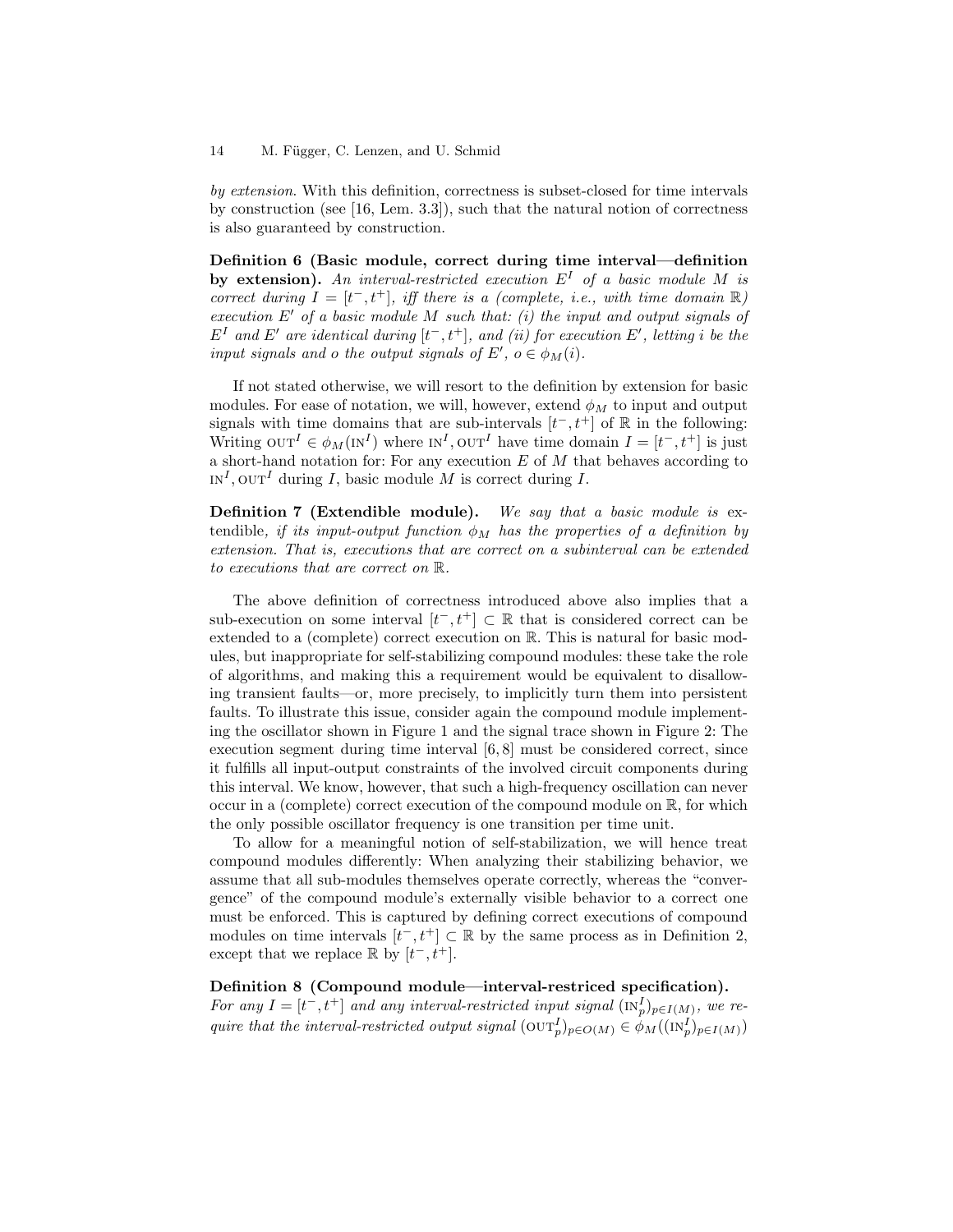*by extension*. With this definition, correctness is subset-closed for time intervals by construction (see [16, Lem. 3.3]), such that the natural notion of correctness is also guaranteed by construction.

**Definition 6 (Basic module, correct during time interval—definition by extension).** *An interval-restricted execution $E^I$ of a basic module $M$ is correct during $I = [t^-, t^+]$, iff there is a (complete, i.e., with time domain $\mathbb{R}$) execution $E'$ of a basic module $M$ such that: (i) the input and output signals of $E^I$ and $E'$ are identical during $[t^-, t^+]$, and (ii) for execution $E'$, letting $i$ be the input signals and $o$ the output signals of $E'$, $o \in \phi_M(i)$.*

If not stated otherwise, we will resort to the definition by extension for basic modules. For ease of notation, we will, however, extend $\phi_M$ to input and output signals with time domains that are sub-intervals $[t^-, t^+]$ of $\mathbb{R}$ in the following: Writing $\text{OUT}^I \in \phi_M(\text{IN}^I)$ where $\text{IN}^I, \text{OUT}^I$ have time domain $I = [t^-, t^+]$ is just a short-hand notation for: For any execution $E$ of $M$ that behaves according to $\text{IN}^I, \text{OUT}^I$ during $I$, basic module $M$ is correct during $I$.

**Definition 7 (Extendible module).** *We say that a basic module is* extendible*, if its input-output function $\phi_M$ has the properties of a definition by extension. That is, executions that are correct on a subinterval can be extended to executions that are correct on $\mathbb{R}$.*

The above definition of correctness introduced above also implies that a sub-execution on some interval $[t^-, t^+] \subset \mathbb{R}$ that is considered correct can be extended to a (complete) correct execution on $\mathbb{R}$. This is natural for basic modules, but inappropriate for self-stabilizing compound modules: these take the role of algorithms, and making this a requirement would be equivalent to disallowing transient faults—or, more precisely, to implicitly turn them into persistent faults. To illustrate this issue, consider again the compound module implementing the oscillator shown in Figure 1 and the signal trace shown in Figure 2: The execution segment during time interval $[6, 8]$ must be considered correct, since it fulfills all input-output constraints of the involved circuit components during this interval. We know, however, that such a high-frequency oscillation can never occur in a (complete) correct execution of the compound module on $\mathbb{R}$, for which the only possible oscillator frequency is one transition per time unit.

To allow for a meaningful notion of self-stabilization, we will hence treat compound modules differently: When analyzing their stabilizing behavior, we assume that all sub-modules themselves operate correctly, whereas the "convergence" of the compound module's externally visible behavior to a correct one must be enforced. This is captured by defining correct executions of compound modules on time intervals $[t^-, t^+] \subset \mathbb{R}$ by the same process as in Definition 2, except that we replace $\mathbb{R}$ by $[t^-, t^+]$.

**Definition 8 (Compound module—interval-restriced specification).** *For any $I = [t^-, t^+]$ and any interval-restricted input signal $(\text{IN}_p^I)_{p \in I(M)}$, we require that the interval-restricted output signal $(\text{OUT}_p^I)_{p \in O(M)} \in \phi_M((\text{IN}_p^I)_{p \in I(M)})$*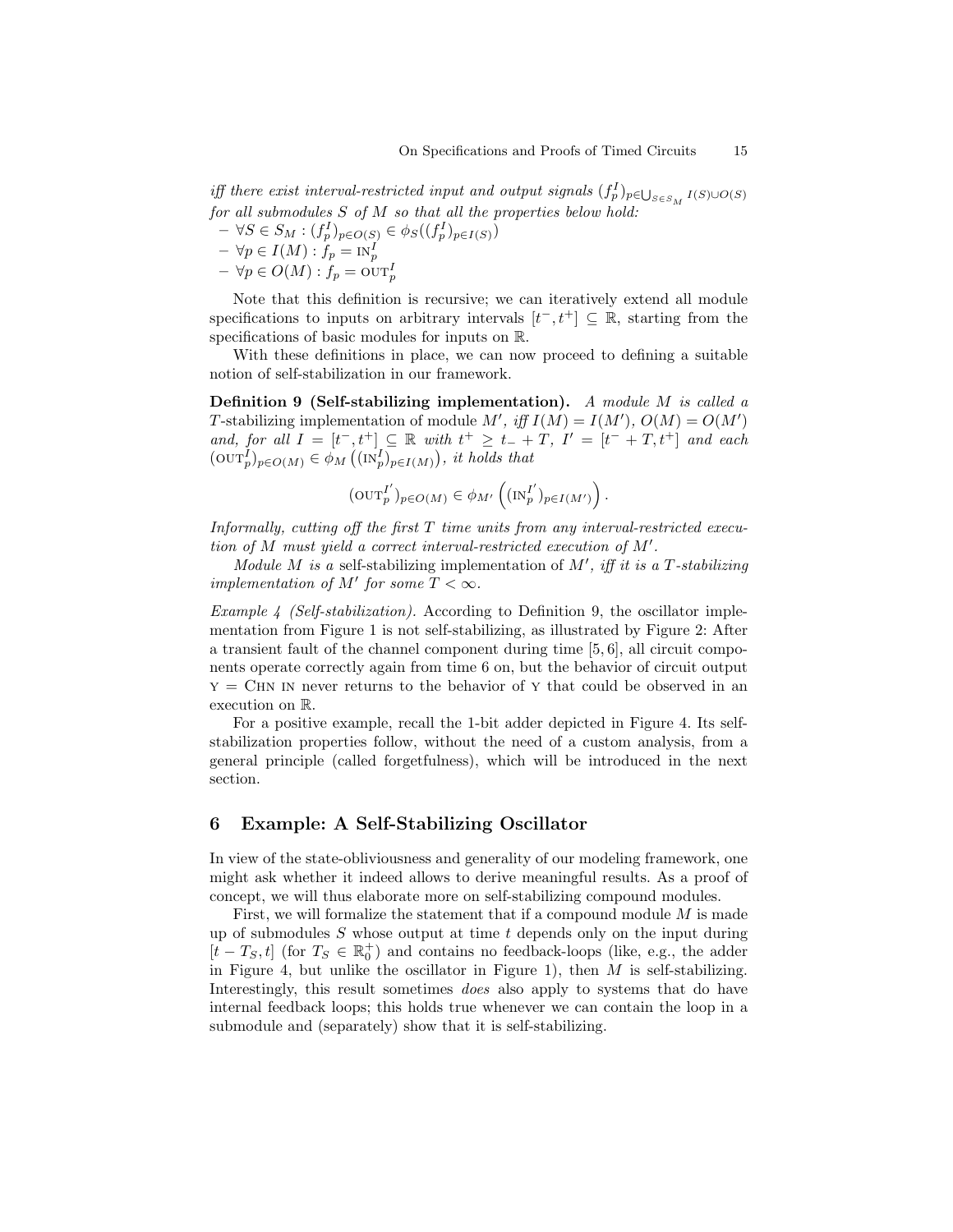*iff there exist interval-restricted input and output signals $(f_p^I)_{p \in \bigcup_{S \in S_M} I(S) \cup O(S)}$ for all submodules $S$ of $M$ so that all the properties below hold:*

- $\forall S \in S_M : (f_p^I)_{p \in O(S)} \in \phi_S((f_p^I)_{p \in I(S)})$
- $\forall p \in I(M) : f_p = \text{IN}_p^I$
- $\forall p \in O(M) : f_p = \text{OUT}_p^I$

Note that this definition is recursive; we can iteratively extend all module specifications to inputs on arbitrary intervals $[t^-, t^+] \subseteq \mathbb{R}$, starting from the specifications of basic modules for inputs on $\mathbb{R}$.

With these definitions in place, we can now proceed to defining a suitable notion of self-stabilization in our framework.

**Definition 9 (Self-stabilizing implementation).** *A module $M$ is called a $T$-stabilizing implementation of module $M'$, iff $I(M) = I(M')$, $O(M) = O(M')$ and, for all $I = [t^-, t^+] \subseteq \mathbb{R}$ with $t^+ \geq t_- + T$, $I' = [t^- + T, t^+]$ and each $(\text{OUT}_p^I)_{p \in O(M)} \in \phi_M\left((\text{IN}_p^I)_{p \in I(M)}\right)$, it holds that*

$$(\text{OUT}_p^{I'})_{p \in O(M)} \in \phi_{M'}\left((\text{IN}_p^{I'})_{p \in I(M')}\right).$$

*Informally, cutting off the first $T$ time units from any interval-restricted execution of $M$ must yield a correct interval-restricted execution of $M'$.*

*Module $M$ is a* self-stabilizing implementation *of $M'$, iff it is a $T$-stabilizing implementation of $M'$ for some $T < \infty$.*

*Example 4 (Self-stabilization).* According to Definition 9, the oscillator implementation from Figure 1 is not self-stabilizing, as illustrated by Figure 2: After a transient fault of the channel component during time $[5, 6]$, all circuit components operate correctly again from time 6 on, but the behavior of circuit output Y = CHN IN never returns to the behavior of Y that could be observed in an execution on $\mathbb{R}$.

For a positive example, recall the 1-bit adder depicted in Figure 4. Its self-stabilization properties follow, without the need of a custom analysis, from a general principle (called forgetfulness), which will be introduced in the next section.

## 6 Example: A Self-Stabilizing Oscillator

In view of the state-obliviousness and generality of our modeling framework, one might ask whether it indeed allows to derive meaningful results. As a proof of concept, we will thus elaborate more on self-stabilizing compound modules.

First, we will formalize the statement that if a compound module $M$ is made up of submodules $S$ whose output at time $t$ depends only on the input during $[t - T_S, t]$ (for $T_S \in \mathbb{R}_0^+$) and contains no feedback-loops (like, e.g., the adder in Figure 4, but unlike the oscillator in Figure 1), then $M$ is self-stabilizing. Interestingly, this result sometimes *does* also apply to systems that do have internal feedback loops; this holds true whenever we can contain the loop in a submodule and (separately) show that it is self-stabilizing.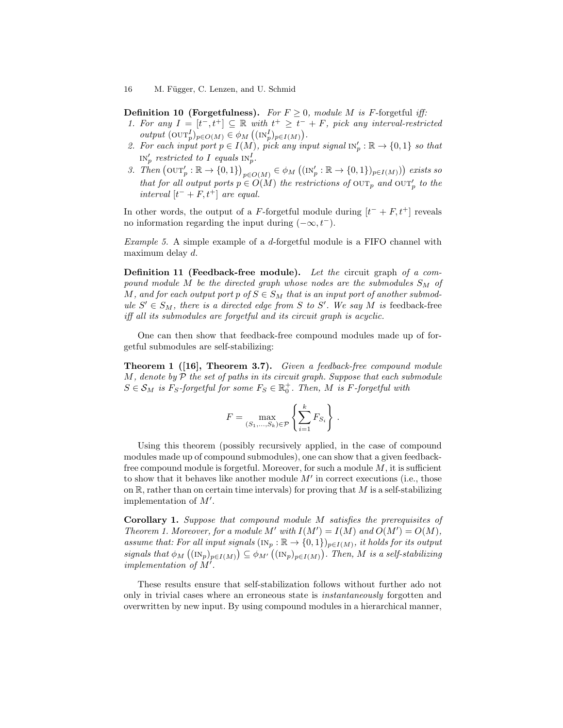**Definition 10 (Forgetfulness).** *For $F \geq 0$, module $M$ is* $F$-forgetful *iff:*

1. *For any $I = [t^-, t^+] \subseteq \mathbb{R}$ with $t^+ \geq t^- + F$, pick any interval-restricted output $(\text{OUT}_p^I)_{p \in O(M)} \in \phi_M\left((\text{IN}_p^I)_{p \in I(M)}\right)$.*
2. *For each input port $p \in I(M)$, pick any input signal $\text{IN}'_p : \mathbb{R} \to \{0,1\}$ so that $\text{IN}'_p$ restricted to $I$ equals $\text{IN}_p^I$.*
3. *Then $\left(\text{OUT}'_p : \mathbb{R} \to \{0,1\}\right)_{p \in O(M)} \in \phi_M\left((\text{IN}'_p : \mathbb{R} \to \{0,1\})_{p \in I(M)}\right)$ exists so that for all output ports $p \in O(M)$ the restrictions of $\text{OUT}_p$ and $\text{OUT}'_p$ to the interval $[t^- + F, t^+]$ are equal.*

In other words, the output of a $F$-forgetful module during $[t^- + F, t^+]$ reveals no information regarding the input during $(-\infty, t^-)$.

*Example 5.* A simple example of a $d$-forgetful module is a FIFO channel with maximum delay $d$.

**Definition 11 (Feedback-free module).** *Let the* circuit graph *of a compound module $M$ be the directed graph whose nodes are the submodules $S_M$ of $M$, and for each output port $p$ of $S \in S_M$ that is an input port of another submodule $S' \in S_M$, there is a directed edge from $S$ to $S'$. We say $M$ is* feedback-free *iff all its submodules are forgetful and its circuit graph is acyclic.*

One can then show that feedback-free compound modules made up of forgetful submodules are self-stabilizing:

**Theorem 1 ([16], Theorem 3.7).** *Given a feedback-free compound module $M$, denote by $\mathcal{P}$ the set of paths in its circuit graph. Suppose that each submodule $S \in \mathcal{S}_M$ is $F_S$-forgetful for some $F_S \in \mathbb{R}_0^+$. Then, $M$ is $F$-forgetful with*

$$F = \max_{(S_1,\ldots,S_k) \in \mathcal{P}} \left\{ \sum_{i=1}^{k} F_{S_i} \right\} .$$

Using this theorem (possibly recursively applied, in the case of compound modules made up of compound submodules), one can show that a given feedback-free compound module is forgetful. Moreover, for such a module $M$, it is sufficient to show that it behaves like another module $M'$ in correct executions (i.e., those on $\mathbb{R}$, rather than on certain time intervals) for proving that $M$ is a self-stabilizing implementation of $M'$.

**Corollary 1.** *Suppose that compound module $M$ satisfies the prerequisites of Theorem 1. Moreover, for a module $M'$ with $I(M') = I(M)$ and $O(M') = O(M)$, assume that: For all input signals $(\text{IN}_p : \mathbb{R} \to \{0,1\})_{p \in I(M)}$, it holds for its output signals that $\phi_M\left((\text{IN}_p)_{p \in I(M)}\right) \subseteq \phi_{M'}\left((\text{IN}_p)_{p \in I(M)}\right)$. Then, $M$ is a self-stabilizing implementation of $M'$.*

These results ensure that self-stabilization follows without further ado not only in trivial cases where an erroneous state is *instantaneously* forgotten and overwritten by new input. By using compound modules in a hierarchical manner,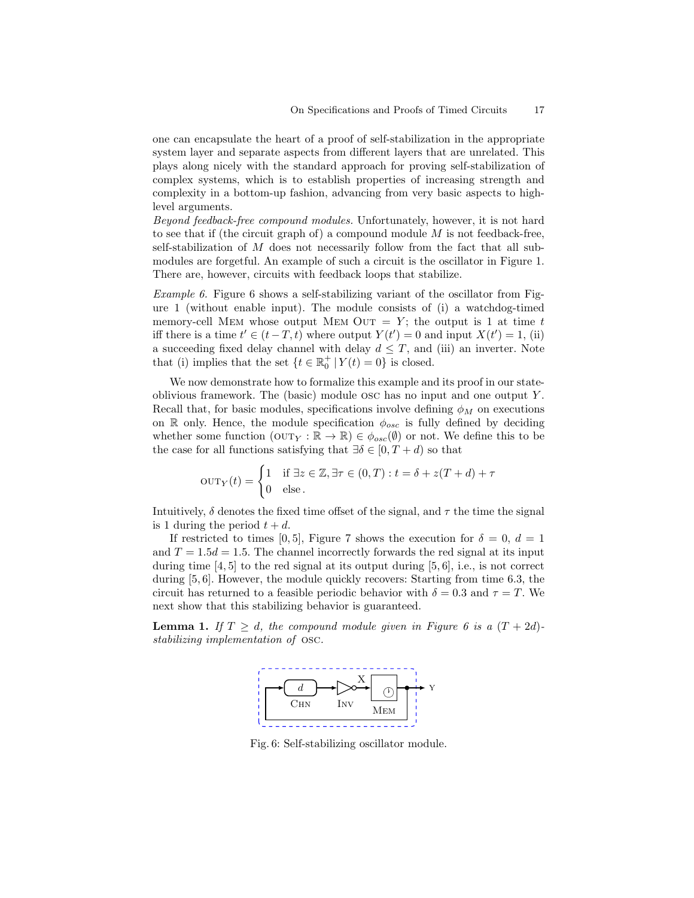one can encapsulate the heart of a proof of self-stabilization in the appropriate system layer and separate aspects from different layers that are unrelated. This plays along nicely with the standard approach for proving self-stabilization of complex systems, which is to establish properties of increasing strength and complexity in a bottom-up fashion, advancing from very basic aspects to high-level arguments.

*Beyond feedback-free compound modules.* Unfortunately, however, it is not hard to see that if (the circuit graph of) a compound module $M$ is not feedback-free, self-stabilization of $M$ does not necessarily follow from the fact that all sub-modules are forgetful. An example of such a circuit is the oscillator in Figure 1. There are, however, circuits with feedback loops that stabilize.

*Example 6.* Figure 6 shows a self-stabilizing variant of the oscillator from Figure 1 (without enable input). The module consists of (i) a watchdog-timed memory-cell MEM whose output MEM OUT $= Y$; the output is 1 at time $t$ iff there is a time $t' \in (t-T, t)$ where output $Y(t') = 0$ and input $X(t') = 1$, (ii) a succeeding fixed delay channel with delay $d \leq T$, and (iii) an inverter. Note that (i) implies that the set $\{t \in \mathbb{R}_0^+ \mid Y(t) = 0\}$ is closed.

We now demonstrate how to formalize this example and its proof in our state-oblivious framework. The (basic) module OSC has no input and one output $Y$. Recall that, for basic modules, specifications involve defining $\phi_M$ on executions on $\mathbb{R}$ only. Hence, the module specification $\phi_{osc}$ is fully defined by deciding whether some function $(\text{OUT}_Y : \mathbb{R} \to \mathbb{R}) \in \phi_{osc}(\emptyset)$ or not. We define this to be the case for all functions satisfying that $\exists \delta \in [0, T+d)$ so that

$$\text{OUT}_Y(t) = \begin{cases} 1 & \text{if } \exists z \in \mathbb{Z}, \exists \tau \in (0,T) : t = \delta + z(T+d) + \tau \\ 0 & \text{else}. \end{cases}$$

Intuitively, $\delta$ denotes the fixed time offset of the signal, and $\tau$ the time the signal is 1 during the period $t + d$.

If restricted to times $[0, 5]$, Figure 7 shows the execution for $\delta = 0$, $d = 1$ and $T = 1.5d = 1.5$. The channel incorrectly forwards the red signal at its input during time $[4, 5]$ to the red signal at its output during $[5, 6]$, i.e., is not correct during $[5, 6]$. However, the module quickly recovers: Starting from time 6.3, the circuit has returned to a feasible periodic behavior with $\delta = 0.3$ and $\tau = T$. We next show that this stabilizing behavior is guaranteed.

**Lemma 1.** *If $T \geq d$, the compound module given in Figure 6 is a $(T + 2d)$-stabilizing implementation of* OSC.

Fig. 6: Self-stabilizing oscillator module.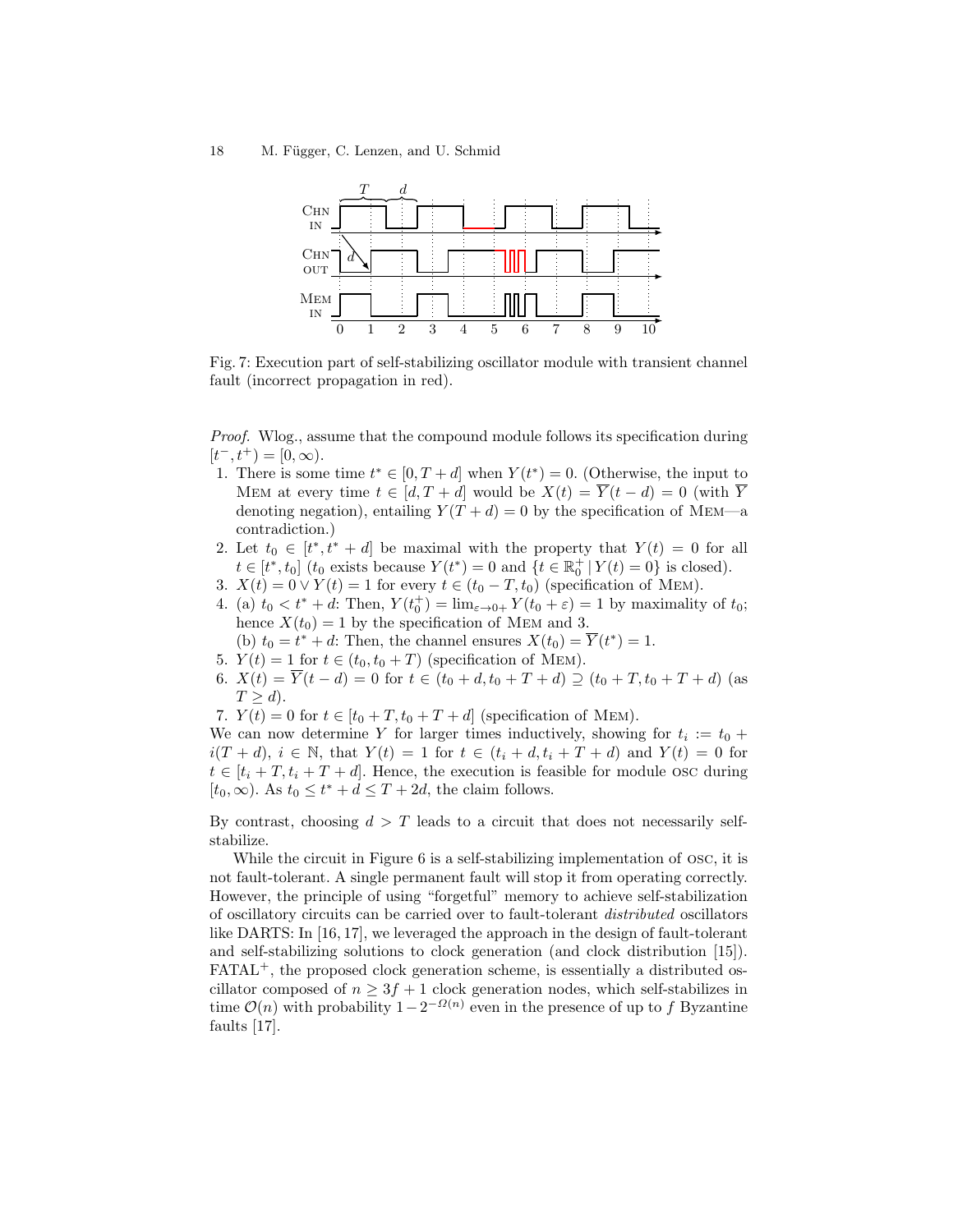Fig. 7: Execution part of self-stabilizing oscillator module with transient channel fault (incorrect propagation in red).

*Proof.* Wlog., assume that the compound module follows its specification during $[t^-, t^+) = [0, \infty)$.

1. There is some time $t^* \in [0, T + d]$ when $Y(t^*) = 0$. (Otherwise, the input to Mem at every time $t \in [d, T + d]$ would be $X(t) = \overline{Y}(t - d) = 0$ (with $\overline{Y}$ denoting negation), entailing $Y(T + d) = 0$ by the specification of Mem—a contradiction.)
2. Let $t_0 \in [t^*, t^* + d]$ be maximal with the property that $Y(t) = 0$ for all $t \in [t^*, t_0]$ ($t_0$ exists because $Y(t^*) = 0$ and $\{t \in \mathbb{R}_0^+ \mid Y(t) = 0\}$ is closed).
3. $X(t) = 0 \vee Y(t) = 1$ for every $t \in (t_0 - T, t_0)$ (specification of Mem).
4. (a) $t_0 < t^* + d$: Then, $Y(t_0^+) = \lim_{\varepsilon \to 0+} Y(t_0 + \varepsilon) = 1$ by maximality of $t_0$; hence $X(t_0) = 1$ by the specification of Mem and 3.
   (b) $t_0 = t^* + d$: Then, the channel ensures $X(t_0) = \overline{Y}(t^*) = 1$.
5. $Y(t) = 1$ for $t \in (t_0, t_0 + T)$ (specification of Mem).
6. $X(t) = \overline{Y}(t - d) = 0$ for $t \in (t_0 + d, t_0 + T + d) \supseteq (t_0 + T, t_0 + T + d)$ (as $T \geq d$).
7. $Y(t) = 0$ for $t \in [t_0 + T, t_0 + T + d]$ (specification of Mem).

We can now determine $Y$ for larger times inductively, showing for $t_i := t_0 + i(T + d)$, $i \in \mathbb{N}$, that $Y(t) = 1$ for $t \in (t_i + d, t_i + T + d)$ and $Y(t) = 0$ for $t \in [t_i + T, t_i + T + d]$. Hence, the execution is feasible for module osc during $[t_0, \infty)$. As $t_0 \leq t^* + d \leq T + 2d$, the claim follows.

By contrast, choosing $d > T$ leads to a circuit that does not necessarily self-stabilize.

While the circuit in Figure 6 is a self-stabilizing implementation of osc, it is not fault-tolerant. A single permanent fault will stop it from operating correctly. However, the principle of using "forgetful" memory to achieve self-stabilization of oscillatory circuits can be carried over to fault-tolerant *distributed* oscillators like DARTS: In [16, 17], we leveraged the approach in the design of fault-tolerant and self-stabilizing solutions to clock generation (and clock distribution [15]). FATAL$^+$, the proposed clock generation scheme, is essentially a distributed oscillator composed of $n \geq 3f + 1$ clock generation nodes, which self-stabilizes in time $\mathcal{O}(n)$ with probability $1 - 2^{-\Omega(n)}$ even in the presence of up to $f$ Byzantine faults [17].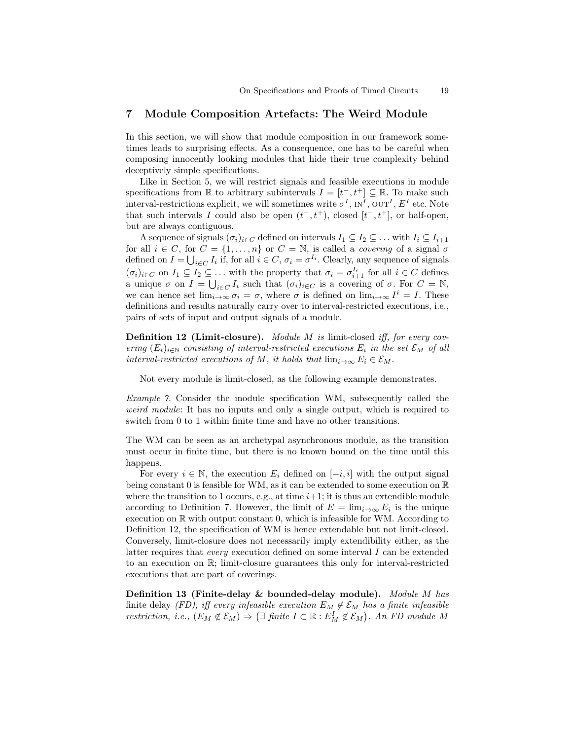## 7 Module Composition Artefacts: The Weird Module

In this section, we will show that module composition in our framework sometimes leads to surprising effects. As a consequence, one has to be careful when composing innocently looking modules that hide their true complexity behind deceptively simple specifications.

Like in Section 5, we will restrict signals and feasible executions in module specifications from $\mathbb{R}$ to arbitrary subintervals $I = [t^-, t^+] \subseteq \mathbb{R}$. To make such interval-restrictions explicit, we will sometimes write $\sigma^I$, $\text{IN}^I$, $\text{OUT}^I$, $E^I$ etc. Note that such intervals $I$ could also be open $(t^-, t^+)$, closed $[t^-, t^+]$, or half-open, but are always contiguous.

A sequence of signals $(\sigma_i)_{i \in C}$ defined on intervals $I_1 \subseteq I_2 \subseteq \dots$ with $I_i \subseteq I_{i+1}$ for all $i \in C$, for $C = \{1, \dots, n\}$ or $C = \mathbb{N}$, is called a *covering* of a signal $\sigma$ defined on $I = \bigcup_{i \in C} I_i$ if, for all $i \in C$, $\sigma_i = \sigma^{I_i}$. Clearly, any sequence of signals $(\sigma_i)_{i \in C}$ on $I_1 \subseteq I_2 \subseteq \dots$ with the property that $\sigma_i = \sigma_{i+1}^{I_i}$ for all $i \in C$ defines a unique $\sigma$ on $I = \bigcup_{i \in C} I_i$ such that $(\sigma_i)_{i \in C}$ is a covering of $\sigma$. For $C = \mathbb{N}$, we can hence set $\lim_{i \to \infty} \sigma_i = \sigma$, where $\sigma$ is defined on $\lim_{i \to \infty} I^i = I$. These definitions and results naturally carry over to interval-restricted executions, i.e., pairs of sets of input and output signals of a module.

**Definition 12 (Limit-closure).** *Module $M$ is* limit-closed *iff, for every covering $(E_i)_{i \in \mathbb{N}}$ consisting of interval-restricted executions $E_i$ in the set $\mathcal{E}_M$ of all interval-restricted executions of $M$, it holds that $\lim_{i \to \infty} E_i \in \mathcal{E}_M$.*

Not every module is limit-closed, as the following example demonstrates.

*Example 7.* Consider the module specification WM, subsequently called the *weird module*: It has no inputs and only a single output, which is required to switch from 0 to 1 within finite time and have no other transitions.

The WM can be seen as an archetypal asynchronous module, as the transition must occur in finite time, but there is no known bound on the time until this happens.

For every $i \in \mathbb{N}$, the execution $E_i$ defined on $[-i, i]$ with the output signal being constant 0 is feasible for WM, as it can be extended to some execution on $\mathbb{R}$ where the transition to 1 occurs, e.g., at time $i+1$; it is thus an extendible module according to Definition 7. However, the limit of $E = \lim_{i \to \infty} E_i$ is the unique execution on $\mathbb{R}$ with output constant 0, which is infeasible for WM. According to Definition 12, the specification of WM is hence extendable but not limit-closed. Conversely, limit-closure does not necessarily imply extendibility either, as the latter requires that *every* execution defined on some interval $I$ can be extended to an execution on $\mathbb{R}$; limit-closure guarantees this only for interval-restricted executions that are part of coverings.

**Definition 13 (Finite-delay & bounded-delay module).** *Module $M$ has* finite delay *(FD), iff every infeasible execution $E_M \notin \mathcal{E}_M$ has a finite infeasible restriction, i.e., $(E_M \notin \mathcal{E}_M) \Rightarrow \left(\exists \text{ finite } I \subset \mathbb{R} : E_M^I \notin \mathcal{E}_M\right)$. An FD module $M$*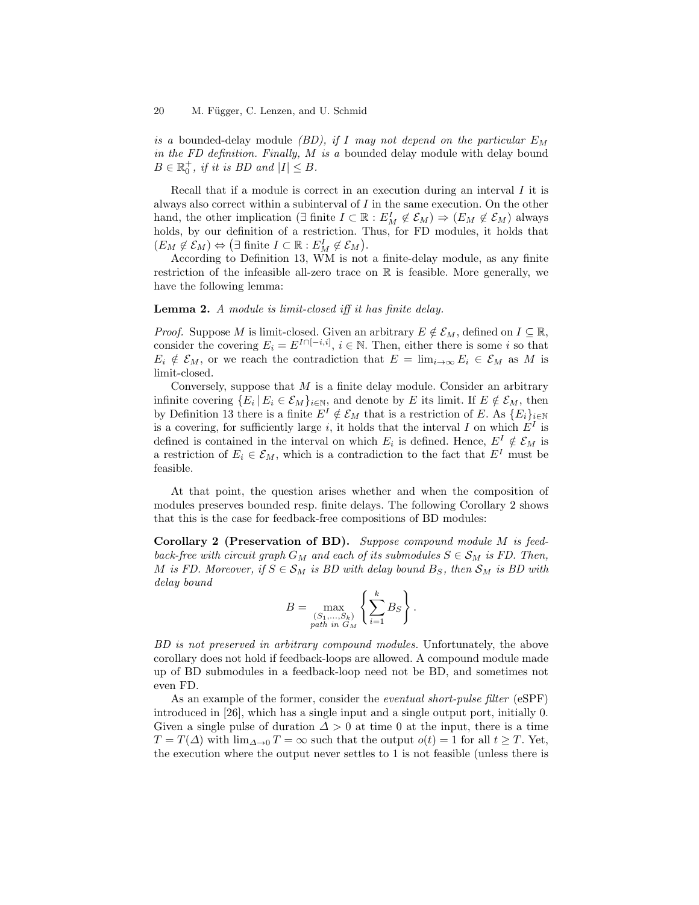*is a* bounded-delay module *(BD), if $I$ may not depend on the particular $E_M$ in the FD definition. Finally, $M$ is a* bounded delay module with delay bound $B \in \mathbb{R}_0^+$*, if it is BD and $|I| \leq B$.*

Recall that if a module is correct in an execution during an interval $I$ it is always also correct within a subinterval of $I$ in the same execution. On the other hand, the other implication $(\exists \text{ finite } I \subset \mathbb{R} : E_M^I \notin \mathcal{E}_M) \Rightarrow (E_M \notin \mathcal{E}_M)$ always holds, by our definition of a restriction. Thus, for FD modules, it holds that $(E_M \notin \mathcal{E}_M) \Leftrightarrow \big(\exists \text{ finite } I \subset \mathbb{R} : E_M^I \notin \mathcal{E}_M\big)$.

According to Definition 13, WM is not a finite-delay module, as any finite restriction of the infeasible all-zero trace on $\mathbb{R}$ is feasible. More generally, we have the following lemma:

**Lemma 2.** *A module is limit-closed iff it has finite delay.*

*Proof.* Suppose $M$ is limit-closed. Given an arbitrary $E \notin \mathcal{E}_M$, defined on $I \subseteq \mathbb{R}$, consider the covering $E_i = E^{I \cap [-i,i]}$, $i \in \mathbb{N}$. Then, either there is some $i$ so that $E_i \notin \mathcal{E}_M$, or we reach the contradiction that $E = \lim_{i \to \infty} E_i \in \mathcal{E}_M$ as $M$ is limit-closed.

Conversely, suppose that $M$ is a finite delay module. Consider an arbitrary infinite covering $\{E_i \,|\, E_i \in \mathcal{E}_M\}_{i \in \mathbb{N}}$, and denote by $E$ its limit. If $E \notin \mathcal{E}_M$, then by Definition 13 there is a finite $E^I \notin \mathcal{E}_M$ that is a restriction of $E$. As $\{E_i\}_{i \in \mathbb{N}}$ is a covering, for sufficiently large $i$, it holds that the interval $I$ on which $E^I$ is defined is contained in the interval on which $E_i$ is defined. Hence, $E^I \notin \mathcal{E}_M$ is a restriction of $E_i \in \mathcal{E}_M$, which is a contradiction to the fact that $E^I$ must be feasible.

At that point, the question arises whether and when the composition of modules preserves bounded resp. finite delays. The following Corollary 2 shows that this is the case for feedback-free compositions of BD modules:

**Corollary 2 (Preservation of BD).** *Suppose compound module $M$ is feedback-free with circuit graph $G_M$ and each of its submodules $S \in \mathcal{S}_M$ is FD. Then, $M$ is FD. Moreover, if $S \in \mathcal{S}_M$ is BD with delay bound $B_S$, then $\mathcal{S}_M$ is BD with delay bound*

$$B = \max_{\substack{(S_1,\ldots,S_k) \\ \text{path in } G_M}} \left\{ \sum_{i=1}^{k} B_S \right\}.$$

*BD is not preserved in arbitrary compound modules.* Unfortunately, the above corollary does not hold if feedback-loops are allowed. A compound module made up of BD submodules in a feedback-loop need not be BD, and sometimes not even FD.

As an example of the former, consider the *eventual short-pulse filter* (eSPF) introduced in [26], which has a single input and a single output port, initially 0. Given a single pulse of duration $\Delta > 0$ at time 0 at the input, there is a time $T = T(\Delta)$ with $\lim_{\Delta \to 0} T = \infty$ such that the output $o(t) = 1$ for all $t \geq T$. Yet, the execution where the output never settles to 1 is not feasible (unless there is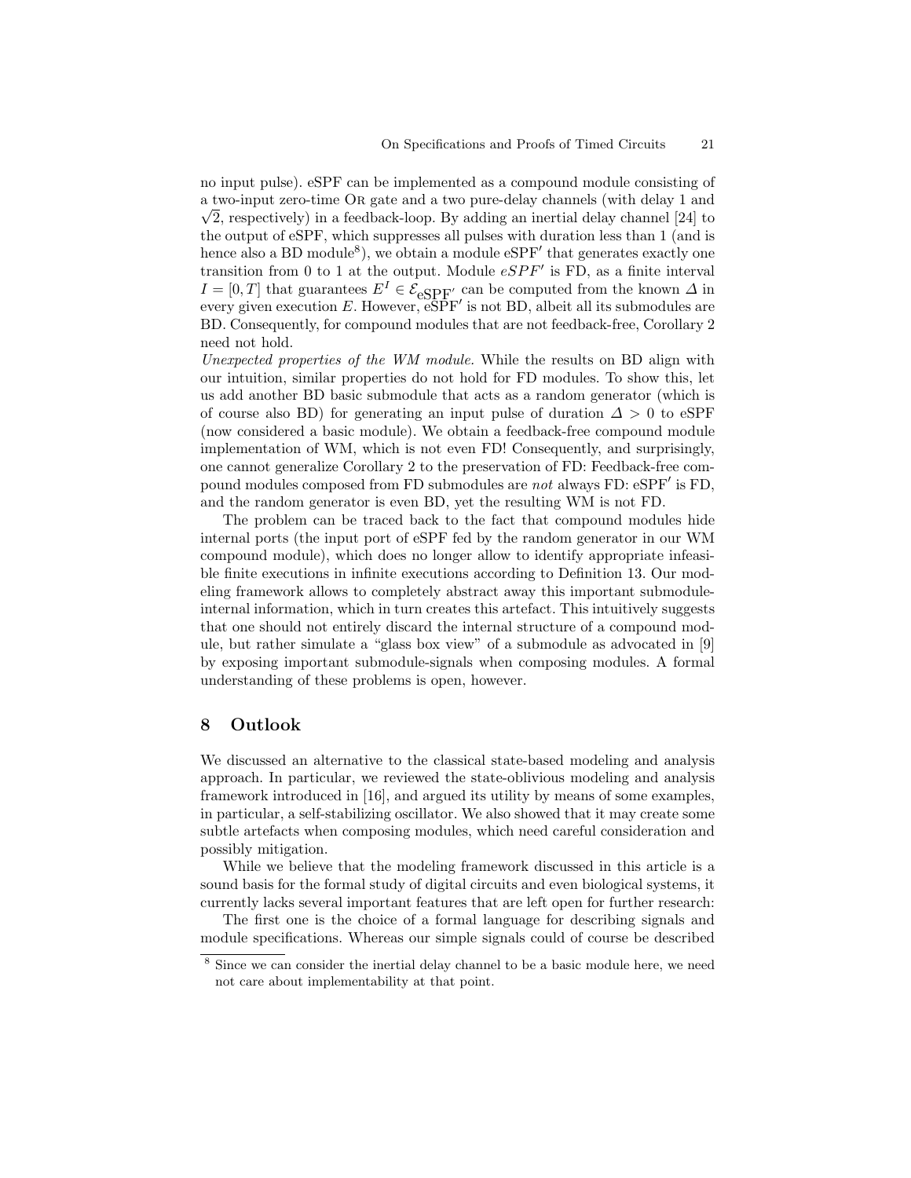no input pulse). eSPF can be implemented as a compound module consisting of a two-input zero-time OR gate and a two pure-delay channels (with delay 1 and $\sqrt{2}$, respectively) in a feedback-loop. By adding an inertial delay channel [24] to the output of eSPF, which suppresses all pulses with duration less than 1 (and is hence also a BD module[8]), we obtain a module eSPF′ that generates exactly one transition from 0 to 1 at the output. Module $eSPF'$ is FD, as a finite interval $I = [0, T]$ that guarantees $E^I \in \mathcal{E}_{\text{eSPF}'}$ can be computed from the known $\Delta$ in every given execution $E$. However, eSPF′ is not BD, albeit all its submodules are BD. Consequently, for compound modules that are not feedback-free, Corollary 2 need not hold.

*Unexpected properties of the WM module.* While the results on BD align with our intuition, similar properties do not hold for FD modules. To show this, let us add another BD basic submodule that acts as a random generator (which is of course also BD) for generating an input pulse of duration $\Delta > 0$ to eSPF (now considered a basic module). We obtain a feedback-free compound module implementation of WM, which is not even FD! Consequently, and surprisingly, one cannot generalize Corollary 2 to the preservation of FD: Feedback-free compound modules composed from FD submodules are *not* always FD: eSPF′ is FD, and the random generator is even BD, yet the resulting WM is not FD.

The problem can be traced back to the fact that compound modules hide internal ports (the input port of eSPF fed by the random generator in our WM compound module), which does no longer allow to identify appropriate infeasible finite executions in infinite executions according to Definition 13. Our modeling framework allows to completely abstract away this important submodule-internal information, which in turn creates this artefact. This intuitively suggests that one should not entirely discard the internal structure of a compound module, but rather simulate a "glass box view" of a submodule as advocated in [9] by exposing important submodule-signals when composing modules. A formal understanding of these problems is open, however.

## 8 Outlook

We discussed an alternative to the classical state-based modeling and analysis approach. In particular, we reviewed the state-oblivious modeling and analysis framework introduced in [16], and argued its utility by means of some examples, in particular, a self-stabilizing oscillator. We also showed that it may create some subtle artefacts when composing modules, which need careful consideration and possibly mitigation.

While we believe that the modeling framework discussed in this article is a sound basis for the formal study of digital circuits and even biological systems, it currently lacks several important features that are left open for further research:

The first one is the choice of a formal language for describing signals and module specifications. Whereas our simple signals could of course be described

[8] Since we can consider the inertial delay channel to be a basic module here, we need not care about implementability at that point.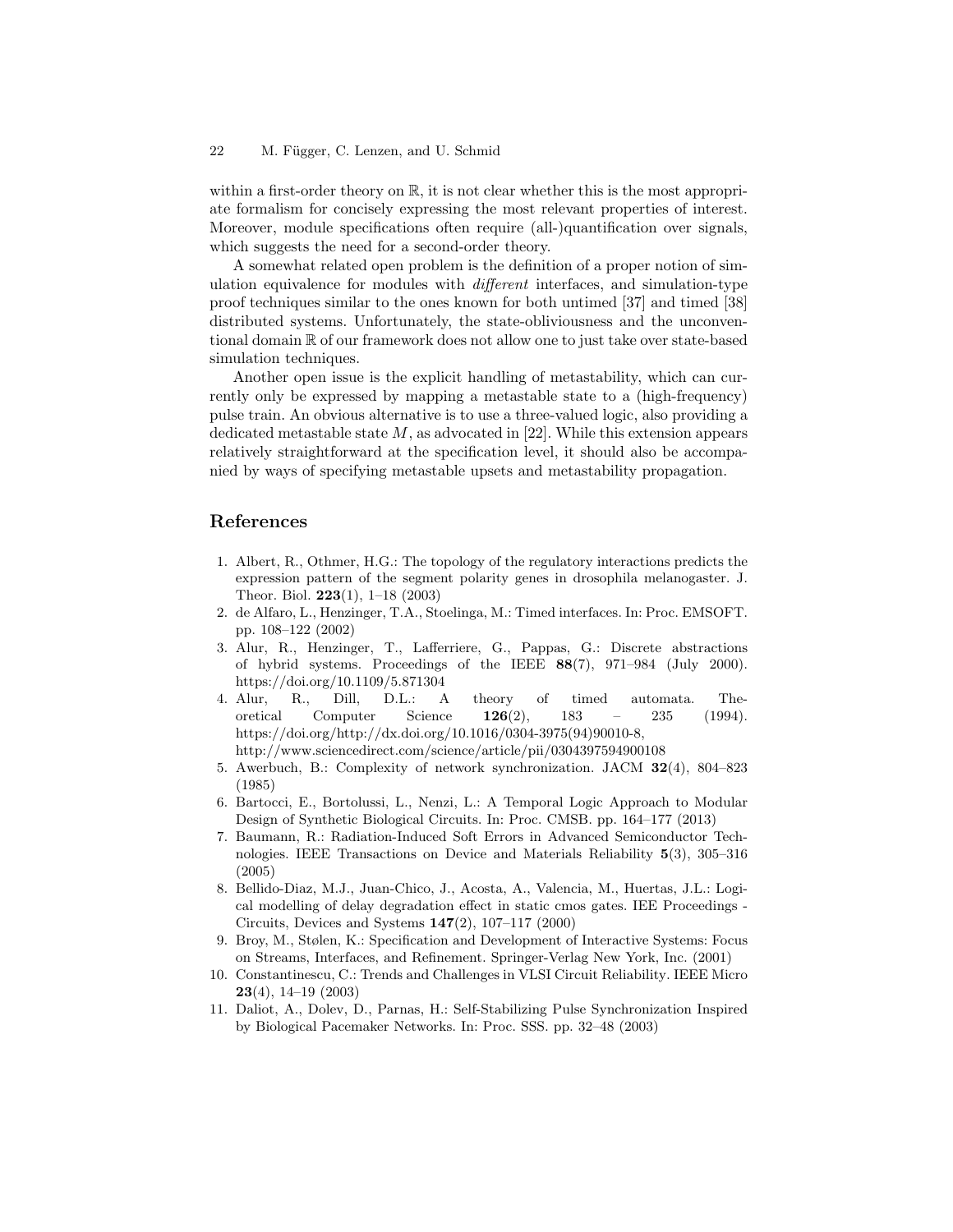within a first-order theory on $\mathbb{R}$, it is not clear whether this is the most appropriate formalism for concisely expressing the most relevant properties of interest. Moreover, module specifications often require (all-)quantification over signals, which suggests the need for a second-order theory.

A somewhat related open problem is the definition of a proper notion of simulation equivalence for modules with *different* interfaces, and simulation-type proof techniques similar to the ones known for both untimed [37] and timed [38] distributed systems. Unfortunately, the state-obliviousness and the unconventional domain $\mathbb{R}$ of our framework does not allow one to just take over state-based simulation techniques.

Another open issue is the explicit handling of metastability, which can currently only be expressed by mapping a metastable state to a (high-frequency) pulse train. An obvious alternative is to use a three-valued logic, also providing a dedicated metastable state $M$, as advocated in [22]. While this extension appears relatively straightforward at the specification level, it should also be accompanied by ways of specifying metastable upsets and metastability propagation.

## References

1. Albert, R., Othmer, H.G.: The topology of the regulatory interactions predicts the expression pattern of the segment polarity genes in drosophila melanogaster. J. Theor. Biol. **223**(1), 1–18 (2003)
2. de Alfaro, L., Henzinger, T.A., Stoelinga, M.: Timed interfaces. In: Proc. EMSOFT. pp. 108–122 (2002)
3. Alur, R., Henzinger, T., Lafferriere, G., Pappas, G.: Discrete abstractions of hybrid systems. Proceedings of the IEEE **88**(7), 971–984 (July 2000). https://doi.org/10.1109/5.871304
4. Alur, R., Dill, D.L.: A theory of timed automata. Theoretical Computer Science **126**(2), 183 – 235 (1994). https://doi.org/http://dx.doi.org/10.1016/0304-3975(94)90010-8, http://www.sciencedirect.com/science/article/pii/0304397594900108
5. Awerbuch, B.: Complexity of network synchronization. JACM **32**(4), 804–823 (1985)
6. Bartocci, E., Bortolussi, L., Nenzi, L.: A Temporal Logic Approach to Modular Design of Synthetic Biological Circuits. In: Proc. CMSB. pp. 164–177 (2013)
7. Baumann, R.: Radiation-Induced Soft Errors in Advanced Semiconductor Technologies. IEEE Transactions on Device and Materials Reliability **5**(3), 305–316 (2005)
8. Bellido-Diaz, M.J., Juan-Chico, J., Acosta, A., Valencia, M., Huertas, J.L.: Logical modelling of delay degradation effect in static cmos gates. IEE Proceedings - Circuits, Devices and Systems **147**(2), 107–117 (2000)
9. Broy, M., Stølen, K.: Specification and Development of Interactive Systems: Focus on Streams, Interfaces, and Refinement. Springer-Verlag New York, Inc. (2001)
10. Constantinescu, C.: Trends and Challenges in VLSI Circuit Reliability. IEEE Micro **23**(4), 14–19 (2003)
11. Daliot, A., Dolev, D., Parnas, H.: Self-Stabilizing Pulse Synchronization Inspired by Biological Pacemaker Networks. In: Proc. SSS. pp. 32–48 (2003)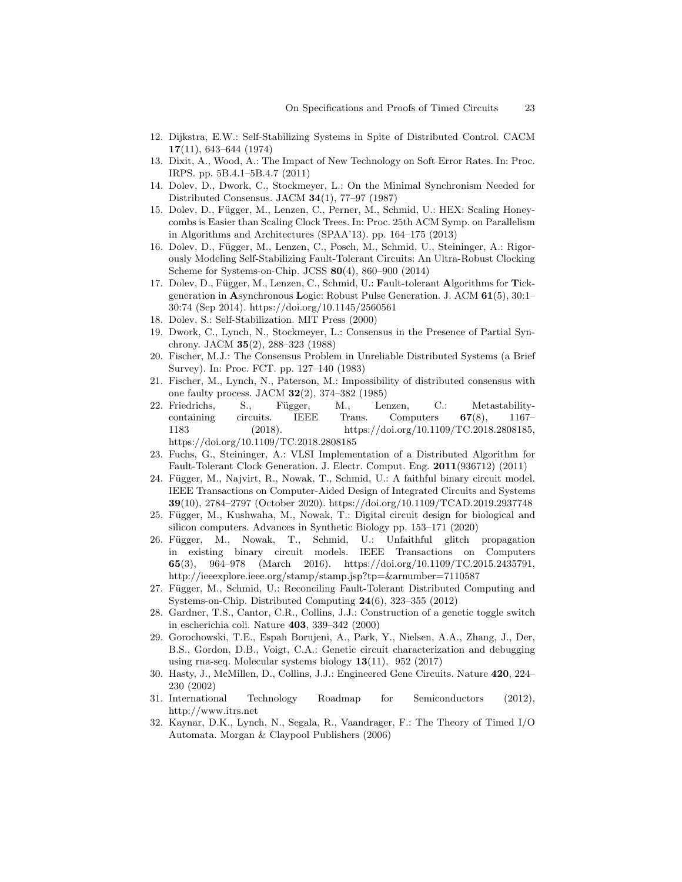12. Dijkstra, E.W.: Self-Stabilizing Systems in Spite of Distributed Control. CACM **17**(11), 643–644 (1974)
13. Dixit, A., Wood, A.: The Impact of New Technology on Soft Error Rates. In: Proc. IRPS. pp. 5B.4.1–5B.4.7 (2011)
14. Dolev, D., Dwork, C., Stockmeyer, L.: On the Minimal Synchronism Needed for Distributed Consensus. JACM **34**(1), 77–97 (1987)
15. Dolev, D., Függer, M., Lenzen, C., Perner, M., Schmid, U.: HEX: Scaling Honeycombs is Easier than Scaling Clock Trees. In: Proc. 25th ACM Symp. on Parallelism in Algorithms and Architectures (SPAA'13). pp. 164–175 (2013)
16. Dolev, D., Függer, M., Lenzen, C., Posch, M., Schmid, U., Steininger, A.: Rigorously Modeling Self-Stabilizing Fault-Tolerant Circuits: An Ultra-Robust Clocking Scheme for Systems-on-Chip. JCSS **80**(4), 860–900 (2014)
17. Dolev, D., Függer, M., Lenzen, C., Schmid, U.: **F**ault-tolerant **A**lgorithms for **T**ick-generation in **A**synchronous **L**ogic: Robust Pulse Generation. J. ACM **61**(5), 30:1–30:74 (Sep 2014). https://doi.org/10.1145/2560561
18. Dolev, S.: Self-Stabilization. MIT Press (2000)
19. Dwork, C., Lynch, N., Stockmeyer, L.: Consensus in the Presence of Partial Synchrony. JACM **35**(2), 288–323 (1988)
20. Fischer, M.J.: The Consensus Problem in Unreliable Distributed Systems (a Brief Survey). In: Proc. FCT. pp. 127–140 (1983)
21. Fischer, M., Lynch, N., Paterson, M.: Impossibility of distributed consensus with one faulty process. JACM **32**(2), 374–382 (1985)
22. Friedrichs, S., Függer, M., Lenzen, C.: Metastability-containing circuits. IEEE Trans. Computers **67**(8), 1167–1183 (2018). https://doi.org/10.1109/TC.2018.2808185, https://doi.org/10.1109/TC.2018.2808185
23. Fuchs, G., Steininger, A.: VLSI Implementation of a Distributed Algorithm for Fault-Tolerant Clock Generation. J. Electr. Comput. Eng. **2011**(936712) (2011)
24. Függer, M., Najvirt, R., Nowak, T., Schmid, U.: A faithful binary circuit model. IEEE Transactions on Computer-Aided Design of Integrated Circuits and Systems **39**(10), 2784–2797 (October 2020). https://doi.org/10.1109/TCAD.2019.2937748
25. Függer, M., Kushwaha, M., Nowak, T.: Digital circuit design for biological and silicon computers. Advances in Synthetic Biology pp. 153–171 (2020)
26. Függer, M., Nowak, T., Schmid, U.: Unfaithful glitch propagation in existing binary circuit models. IEEE Transactions on Computers **65**(3), 964–978 (March 2016). https://doi.org/10.1109/TC.2015.2435791, http://ieeexplore.ieee.org/stamp/stamp.jsp?tp=&arnumber=7110587
27. Függer, M., Schmid, U.: Reconciling Fault-Tolerant Distributed Computing and Systems-on-Chip. Distributed Computing **24**(6), 323–355 (2012)
28. Gardner, T.S., Cantor, C.R., Collins, J.J.: Construction of a genetic toggle switch in escherichia coli. Nature **403**, 339–342 (2000)
29. Gorochowski, T.E., Espah Borujeni, A., Park, Y., Nielsen, A.A., Zhang, J., Der, B.S., Gordon, D.B., Voigt, C.A.: Genetic circuit characterization and debugging using rna-seq. Molecular systems biology **13**(11), 952 (2017)
30. Hasty, J., McMillen, D., Collins, J.J.: Engineered Gene Circuits. Nature **420**, 224–230 (2002)
31. International Technology Roadmap for Semiconductors (2012), http://www.itrs.net
32. Kaynar, D.K., Lynch, N., Segala, R., Vaandrager, F.: The Theory of Timed I/O Automata. Morgan & Claypool Publishers (2006)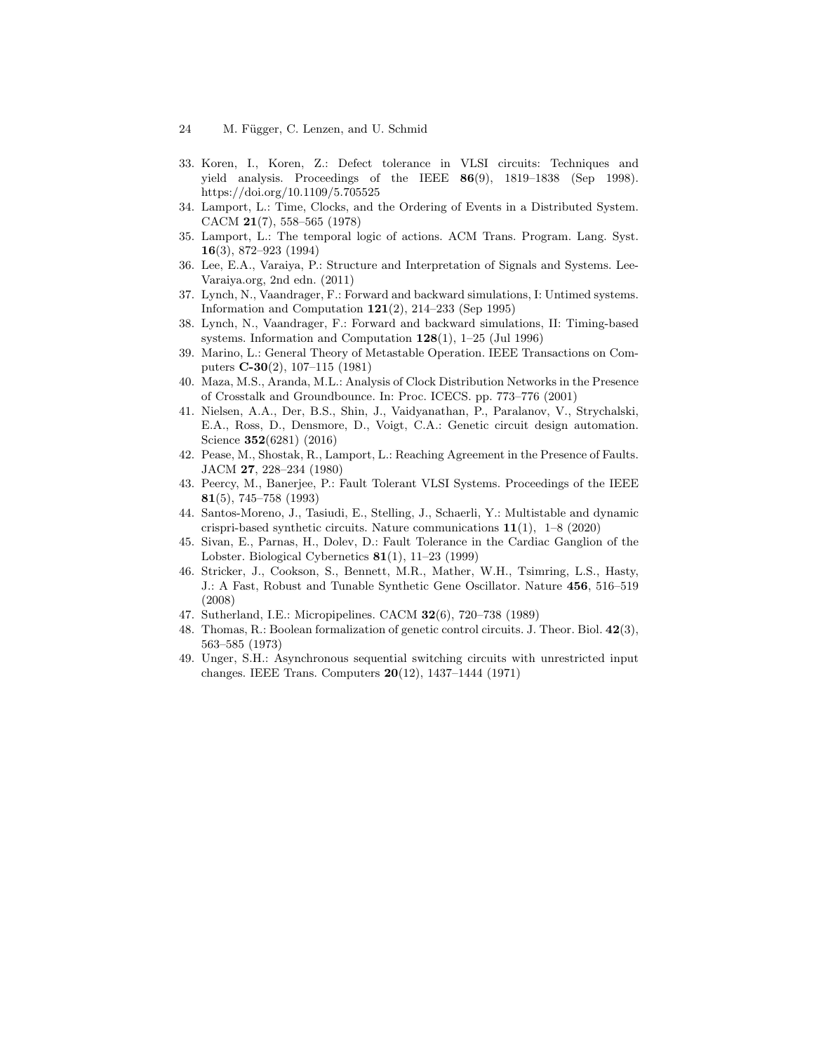33. Koren, I., Koren, Z.: Defect tolerance in VLSI circuits: Techniques and yield analysis. Proceedings of the IEEE **86**(9), 1819–1838 (Sep 1998). https://doi.org/10.1109/5.705525
34. Lamport, L.: Time, Clocks, and the Ordering of Events in a Distributed System. CACM **21**(7), 558–565 (1978)
35. Lamport, L.: The temporal logic of actions. ACM Trans. Program. Lang. Syst. **16**(3), 872–923 (1994)
36. Lee, E.A., Varaiya, P.: Structure and Interpretation of Signals and Systems. Lee-Varaiya.org, 2nd edn. (2011)
37. Lynch, N., Vaandrager, F.: Forward and backward simulations, I: Untimed systems. Information and Computation **121**(2), 214–233 (Sep 1995)
38. Lynch, N., Vaandrager, F.: Forward and backward simulations, II: Timing-based systems. Information and Computation **128**(1), 1–25 (Jul 1996)
39. Marino, L.: General Theory of Metastable Operation. IEEE Transactions on Computers **C-30**(2), 107–115 (1981)
40. Maza, M.S., Aranda, M.L.: Analysis of Clock Distribution Networks in the Presence of Crosstalk and Groundbounce. In: Proc. ICECS. pp. 773–776 (2001)
41. Nielsen, A.A., Der, B.S., Shin, J., Vaidyanathan, P., Paralanov, V., Strychalski, E.A., Ross, D., Densmore, D., Voigt, C.A.: Genetic circuit design automation. Science **352**(6281) (2016)
42. Pease, M., Shostak, R., Lamport, L.: Reaching Agreement in the Presence of Faults. JACM **27**, 228–234 (1980)
43. Peercy, M., Banerjee, P.: Fault Tolerant VLSI Systems. Proceedings of the IEEE **81**(5), 745–758 (1993)
44. Santos-Moreno, J., Tasiudi, E., Stelling, J., Schaerli, Y.: Multistable and dynamic crispri-based synthetic circuits. Nature communications **11**(1), 1–8 (2020)
45. Sivan, E., Parnas, H., Dolev, D.: Fault Tolerance in the Cardiac Ganglion of the Lobster. Biological Cybernetics **81**(1), 11–23 (1999)
46. Stricker, J., Cookson, S., Bennett, M.R., Mather, W.H., Tsimring, L.S., Hasty, J.: A Fast, Robust and Tunable Synthetic Gene Oscillator. Nature **456**, 516–519 (2008)
47. Sutherland, I.E.: Micropipelines. CACM **32**(6), 720–738 (1989)
48. Thomas, R.: Boolean formalization of genetic control circuits. J. Theor. Biol. **42**(3), 563–585 (1973)
49. Unger, S.H.: Asynchronous sequential switching circuits with unrestricted input changes. IEEE Trans. Computers **20**(12), 1437–1444 (1971)